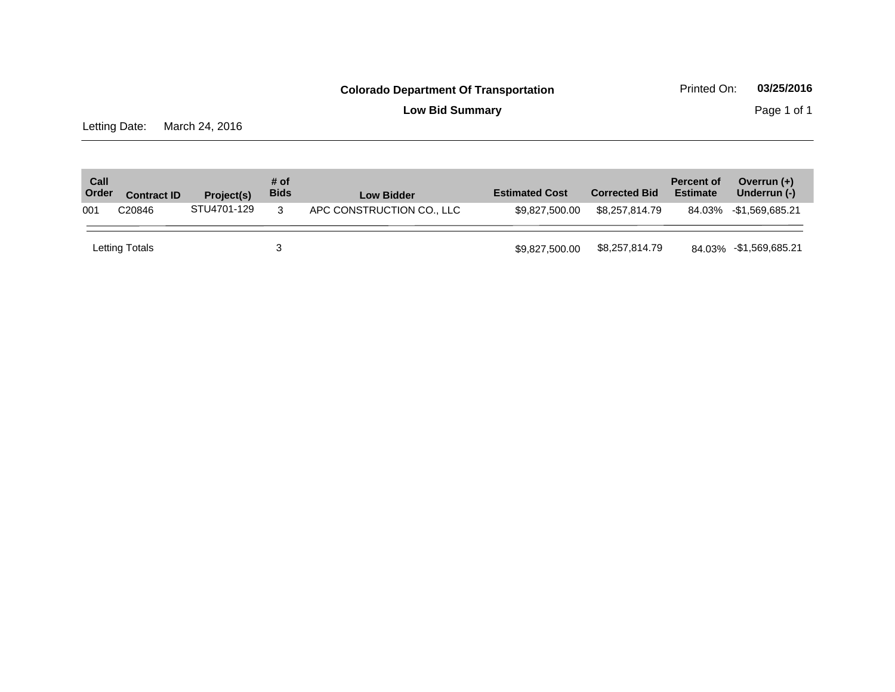**Colorado Department Of Transportation**

Printed On: **03/25/2016**

**Low Bid Summary**

Letting Date: March 24, 2016

| Call Order | Contract ID | Project(s) | # of Bids | Low Bidder | Estimated Cost | Corrected Bid | Percent of Estimate | Overrun (+) Underrun (-) |
|---|---|---|---|---|---|---|---|---|
| 001 | C20846 | STU4701-129 | 3 | APC CONSTRUCTION CO., LLC | $9,827,500.00 | $8,257,814.79 | 84.03% | -$1,569,685.21 |
| Letting Totals | | | 3 | | $9,827,500.00 | $8,257,814.79 | 84.03% | -$1,569,685.21 |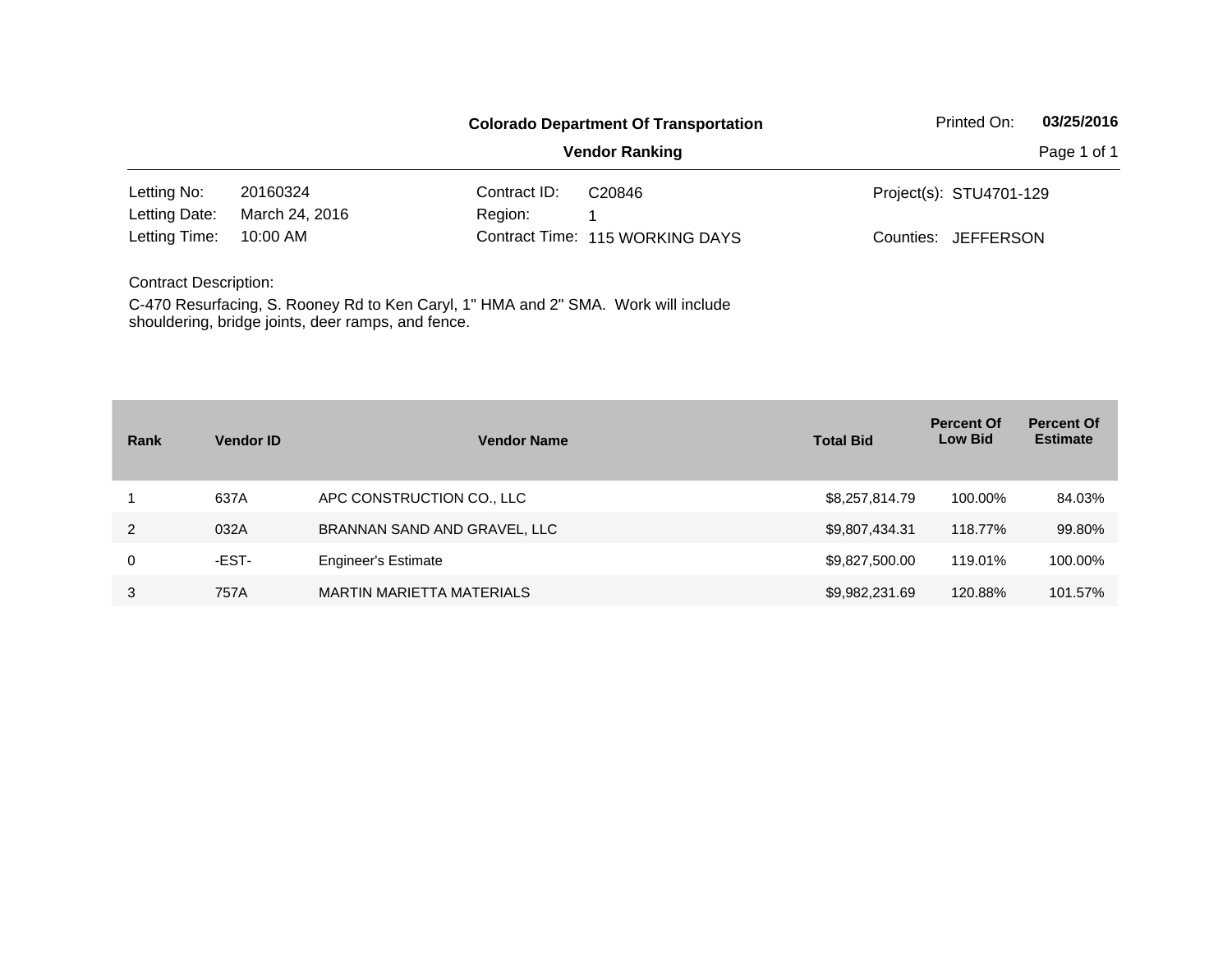**Colorado Department Of Transportation**

**Vendor Ranking**

Printed On: **03/25/2016**

| | | | | | |
|---|---|---|---|---|---|
| Letting No: | 20160324 | Contract ID: | C20846 | Project(s): | STU4701-129 |
| Letting Date: | March 24, 2016 | Region: | 1 | | |
| Letting Time: | 10:00 AM | Contract Time: | 115 WORKING DAYS | Counties: | JEFFERSON |

Contract Description:

C-470 Resurfacing, S. Rooney Rd to Ken Caryl, 1" HMA and 2" SMA. Work will include shouldering, bridge joints, deer ramps, and fence.

| Rank | Vendor ID | Vendor Name | Total Bid | Percent Of Low Bid | Percent Of Estimate |
|---|---|---|---|---|---|
| 1 | 637A | APC CONSTRUCTION CO., LLC | $8,257,814.79 | 100.00% | 84.03% |
| 2 | 032A | BRANNAN SAND AND GRAVEL, LLC | $9,807,434.31 | 118.77% | 99.80% |
| 0 | -EST- | Engineer's Estimate | $9,827,500.00 | 119.01% | 100.00% |
| 3 | 757A | MARTIN MARIETTA MATERIALS | $9,982,231.69 | 120.88% | 101.57% |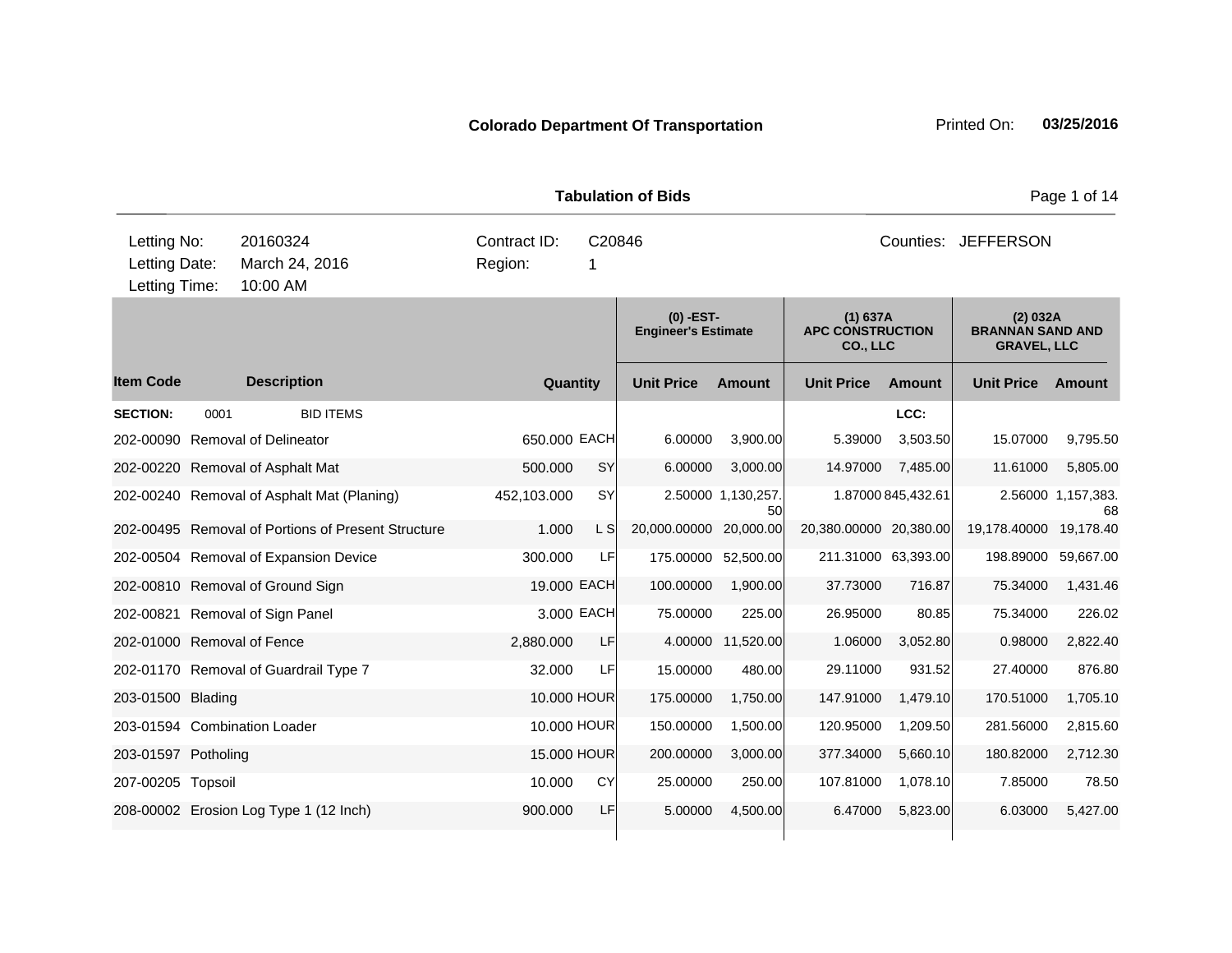**Colorado Department Of Transportation**

Printed On: **03/25/2016**

**Tabulation of Bids**

| | | | | | |
|---|---|---|---|---|---|
| Letting No: | 20160324 | Contract ID: | C20846 | Counties: | JEFFERSON |
| Letting Date: | March 24, 2016 | Region: | 1 | | |
| Letting Time: | 10:00 AM | | | | |

| | | | | (0) -EST- Engineer's Estimate | | (1) 637A APC CONSTRUCTION CO., LLC | | (2) 032A BRANNAN SAND AND GRAVEL, LLC | |
|---|---|---|---|---|---|---|---|---|---|
| **Item Code** | **Description** | **Quantity** | | **Unit Price** | **Amount** | **Unit Price** | **Amount** | **Unit Price** | **Amount** |
| **SECTION:** | 0001 BID ITEMS | | | | | | **LCC:** | | |
| 202-00090 | Removal of Delineator | 650.000 | EACH | 6.00000 | 3,900.00 | 5.39000 | 3,503.50 | 15.07000 | 9,795.50 |
| 202-00220 | Removal of Asphalt Mat | 500.000 | SY | 6.00000 | 3,000.00 | 14.97000 | 7,485.00 | 11.61000 | 5,805.00 |
| 202-00240 | Removal of Asphalt Mat (Planing) | 452,103.000 | SY | 2.50000 | 1,130,257.50 | 1.87000 | 845,432.61 | 2.56000 | 1,157,383.68 |
| 202-00495 | Removal of Portions of Present Structure | 1.000 | L S | 20,000.00000 | 20,000.00 | 20,380.00000 | 20,380.00 | 19,178.40000 | 19,178.40 |
| 202-00504 | Removal of Expansion Device | 300.000 | LF | 175.00000 | 52,500.00 | 211.31000 | 63,393.00 | 198.89000 | 59,667.00 |
| 202-00810 | Removal of Ground Sign | 19.000 | EACH | 100.00000 | 1,900.00 | 37.73000 | 716.87 | 75.34000 | 1,431.46 |
| 202-00821 | Removal of Sign Panel | 3.000 | EACH | 75.00000 | 225.00 | 26.95000 | 80.85 | 75.34000 | 226.02 |
| 202-01000 | Removal of Fence | 2,880.000 | LF | 4.00000 | 11,520.00 | 1.06000 | 3,052.80 | 0.98000 | 2,822.40 |
| 202-01170 | Removal of Guardrail Type 7 | 32.000 | LF | 15.00000 | 480.00 | 29.11000 | 931.52 | 27.40000 | 876.80 |
| 203-01500 | Blading | 10.000 | HOUR | 175.00000 | 1,750.00 | 147.91000 | 1,479.10 | 170.51000 | 1,705.10 |
| 203-01594 | Combination Loader | 10.000 | HOUR | 150.00000 | 1,500.00 | 120.95000 | 1,209.50 | 281.56000 | 2,815.60 |
| 203-01597 | Potholing | 15.000 | HOUR | 200.00000 | 3,000.00 | 377.34000 | 5,660.10 | 180.82000 | 2,712.30 |
| 207-00205 | Topsoil | 10.000 | CY | 25.00000 | 250.00 | 107.81000 | 1,078.10 | 7.85000 | 78.50 |
| 208-00002 | Erosion Log Type 1 (12 Inch) | 900.000 | LF | 5.00000 | 4,500.00 | 6.47000 | 5,823.00 | 6.03000 | 5,427.00 |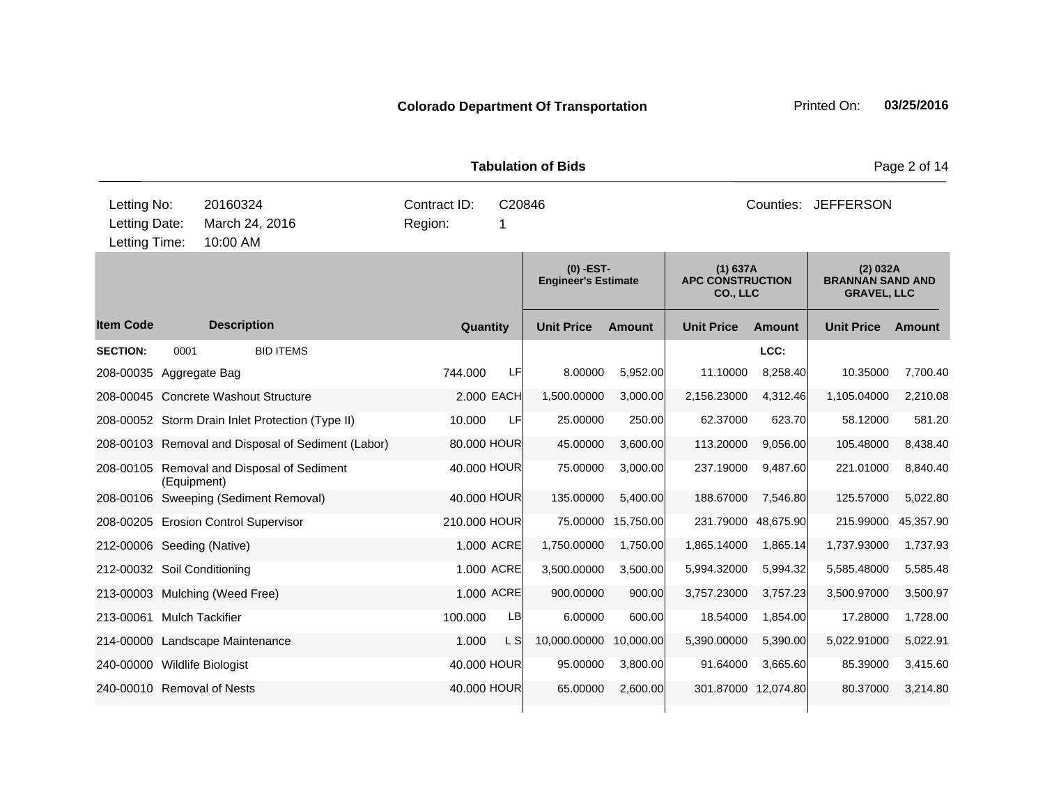**Colorado Department Of Transportation** Printed On: **03/25/2016**

**Tabulation of Bids**

| Letting No: | 20160324 | Contract ID: | C20846 | Counties: | JEFFERSON |
|---|---|---|---|---|---|
| Letting Date: | March 24, 2016 | Region: | 1 | | |
| Letting Time: | 10:00 AM | | | | |

| | | | | (0) -EST- Engineer's Estimate | | (1) 637A APC CONSTRUCTION CO., LLC | | (2) 032A BRANNAN SAND AND GRAVEL, LLC | |
|---|---|---|---|---|---|---|---|---|---|
| **Item Code** | **Description** | **Quantity** | | **Unit Price** | **Amount** | **Unit Price** | **Amount** | **Unit Price** | **Amount** |
| **SECTION:** | 0001 BID ITEMS | | | | | | LCC: | | |
| 208-00035 | Aggregate Bag | 744.000 | LF | 8.00000 | 5,952.00 | 11.10000 | 8,258.40 | 10.35000 | 7,700.40 |
| 208-00045 | Concrete Washout Structure | 2.000 | EACH | 1,500.00000 | 3,000.00 | 2,156.23000 | 4,312.46 | 1,105.04000 | 2,210.08 |
| 208-00052 | Storm Drain Inlet Protection (Type II) | 10.000 | LF | 25.00000 | 250.00 | 62.37000 | 623.70 | 58.12000 | 581.20 |
| 208-00103 | Removal and Disposal of Sediment (Labor) | 80.000 | HOUR | 45.00000 | 3,600.00 | 113.20000 | 9,056.00 | 105.48000 | 8,438.40 |
| 208-00105 | Removal and Disposal of Sediment (Equipment) | 40.000 | HOUR | 75.00000 | 3,000.00 | 237.19000 | 9,487.60 | 221.01000 | 8,840.40 |
| 208-00106 | Sweeping (Sediment Removal) | 40.000 | HOUR | 135.00000 | 5,400.00 | 188.67000 | 7,546.80 | 125.57000 | 5,022.80 |
| 208-00205 | Erosion Control Supervisor | 210.000 | HOUR | 75.00000 | 15,750.00 | 231.79000 | 48,675.90 | 215.99000 | 45,357.90 |
| 212-00006 | Seeding (Native) | 1.000 | ACRE | 1,750.00000 | 1,750.00 | 1,865.14000 | 1,865.14 | 1,737.93000 | 1,737.93 |
| 212-00032 | Soil Conditioning | 1.000 | ACRE | 3,500.00000 | 3,500.00 | 5,994.32000 | 5,994.32 | 5,585.48000 | 5,585.48 |
| 213-00003 | Mulching (Weed Free) | 1.000 | ACRE | 900.00000 | 900.00 | 3,757.23000 | 3,757.23 | 3,500.97000 | 3,500.97 |
| 213-00061 | Mulch Tackifier | 100.000 | LB | 6.00000 | 600.00 | 18.54000 | 1,854.00 | 17.28000 | 1,728.00 |
| 214-00000 | Landscape Maintenance | 1.000 | L S | 10,000.00000 | 10,000.00 | 5,390.00000 | 5,390.00 | 5,022.91000 | 5,022.91 |
| 240-00000 | Wildlife Biologist | 40.000 | HOUR | 95.00000 | 3,800.00 | 91.64000 | 3,665.60 | 85.39000 | 3,415.60 |
| 240-00010 | Removal of Nests | 40.000 | HOUR | 65.00000 | 2,600.00 | 301.87000 | 12,074.80 | 80.37000 | 3,214.80 |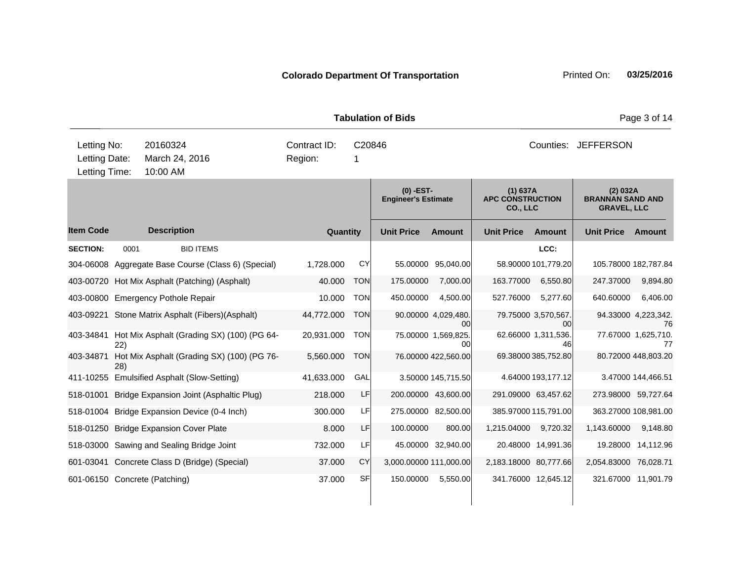**Colorado Department Of Transportation** Printed On: **03/25/2016**

**Tabulation of Bids**

| | | | | |
|---|---|---|---|---|
| Letting No: | 20160324 | Contract ID: | C20846 | Counties: JEFFERSON |
| Letting Date: | March 24, 2016 | Region: | 1 | |
| Letting Time: | 10:00 AM | | | |

| | | | | (0) -EST- Engineer's Estimate | | (1) 637A APC CONSTRUCTION CO., LLC | | (2) 032A BRANNAN SAND AND GRAVEL, LLC | |
|---|---|---|---|---|---|---|---|---|---|
| **Item Code** | **Description** | **Quantity** | | **Unit Price** | **Amount** | **Unit Price** | **Amount** | **Unit Price** | **Amount** |
| **SECTION:** | 0001 BID ITEMS | | | | | | LCC: | | |
| 304-06008 | Aggregate Base Course (Class 6) (Special) | 1,728.000 | CY | 55.00000 | 95,040.00 | 58.90000 | 101,779.20 | 105.78000 | 182,787.84 |
| 403-00720 | Hot Mix Asphalt (Patching) (Asphalt) | 40.000 | TON | 175.00000 | 7,000.00 | 163.77000 | 6,550.80 | 247.37000 | 9,894.80 |
| 403-00800 | Emergency Pothole Repair | 10.000 | TON | 450.00000 | 4,500.00 | 527.76000 | 5,277.60 | 640.60000 | 6,406.00 |
| 403-09221 | Stone Matrix Asphalt (Fibers)(Asphalt) | 44,772.000 | TON | 90.00000 | 4,029,480.00 | 79.75000 | 3,570,567.00 | 94.33000 | 4,223,342.76 |
| 403-34841 | Hot Mix Asphalt (Grading SX) (100) (PG 64-22) | 20,931.000 | TON | 75.00000 | 1,569,825.00 | 62.66000 | 1,311,536.46 | 77.67000 | 1,625,710.77 |
| 403-34871 | Hot Mix Asphalt (Grading SX) (100) (PG 76-28) | 5,560.000 | TON | 76.00000 | 422,560.00 | 69.38000 | 385,752.80 | 80.72000 | 448,803.20 |
| 411-10255 | Emulsified Asphalt (Slow-Setting) | 41,633.000 | GAL | 3.50000 | 145,715.50 | 4.64000 | 193,177.12 | 3.47000 | 144,466.51 |
| 518-01001 | Bridge Expansion Joint (Asphaltic Plug) | 218.000 | LF | 200.00000 | 43,600.00 | 291.09000 | 63,457.62 | 273.98000 | 59,727.64 |
| 518-01004 | Bridge Expansion Device (0-4 Inch) | 300.000 | LF | 275.00000 | 82,500.00 | 385.97000 | 115,791.00 | 363.27000 | 108,981.00 |
| 518-01250 | Bridge Expansion Cover Plate | 8.000 | LF | 100.00000 | 800.00 | 1,215.04000 | 9,720.32 | 1,143.60000 | 9,148.80 |
| 518-03000 | Sawing and Sealing Bridge Joint | 732.000 | LF | 45.00000 | 32,940.00 | 20.48000 | 14,991.36 | 19.28000 | 14,112.96 |
| 601-03041 | Concrete Class D (Bridge) (Special) | 37.000 | CY | 3,000.00000 | 111,000.00 | 2,183.18000 | 80,777.66 | 2,054.83000 | 76,028.71 |
| 601-06150 | Concrete (Patching) | 37.000 | SF | 150.00000 | 5,550.00 | 341.76000 | 12,645.12 | 321.67000 | 11,901.79 |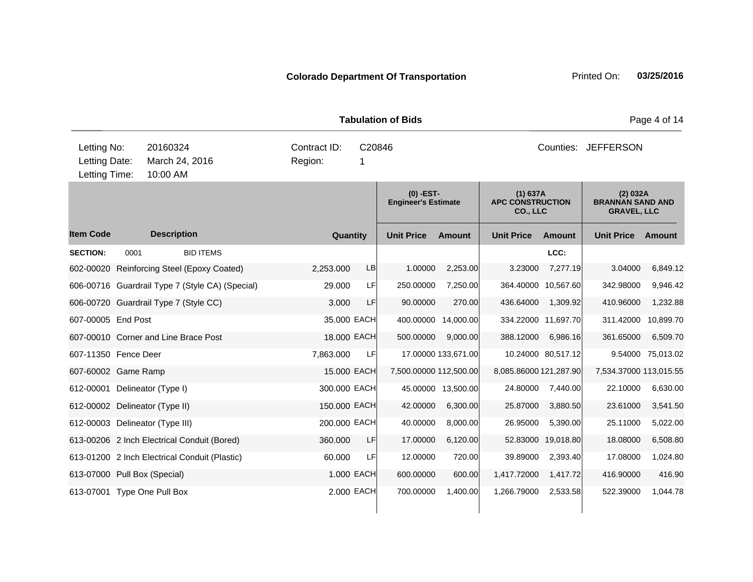**Colorado Department Of Transportation** Printed On: **03/25/2016**

**Tabulation of Bids**

| | | | | | |
|---|---|---|---|---|---|
| Letting No: | 20160324 | Contract ID: | C20846 | Counties: | JEFFERSON |
| Letting Date: | March 24, 2016 | Region: | 1 | | |
| Letting Time: | 10:00 AM | | | | |

| Item Code | Description | Quantity | | (0) -EST- Engineer's Estimate | | (1) 637A APC CONSTRUCTION CO., LLC | | (2) 032A BRANNAN SAND AND GRAVEL, LLC | |
|---|---|---|---|---|---|---|---|---|---|
| | | | | Unit Price | Amount | Unit Price | Amount | Unit Price | Amount |
| **SECTION:** | 0001 BID ITEMS | | | | | | LCC: | | |
| 602-00020 | Reinforcing Steel (Epoxy Coated) | 2,253.000 | LB | 1.00000 | 2,253.00 | 3.23000 | 7,277.19 | 3.04000 | 6,849.12 |
| 606-00716 | Guardrail Type 7 (Style CA) (Special) | 29.000 | LF | 250.00000 | 7,250.00 | 364.40000 | 10,567.60 | 342.98000 | 9,946.42 |
| 606-00720 | Guardrail Type 7 (Style CC) | 3.000 | LF | 90.00000 | 270.00 | 436.64000 | 1,309.92 | 410.96000 | 1,232.88 |
| 607-00005 | End Post | 35.000 | EACH | 400.00000 | 14,000.00 | 334.22000 | 11,697.70 | 311.42000 | 10,899.70 |
| 607-00010 | Corner and Line Brace Post | 18.000 | EACH | 500.00000 | 9,000.00 | 388.12000 | 6,986.16 | 361.65000 | 6,509.70 |
| 607-11350 | Fence Deer | 7,863.000 | LF | 17.00000 | 133,671.00 | 10.24000 | 80,517.12 | 9.54000 | 75,013.02 |
| 607-60002 | Game Ramp | 15.000 | EACH | 7,500.00000 | 112,500.00 | 8,085.86000 | 121,287.90 | 7,534.37000 | 113,015.55 |
| 612-00001 | Delineator (Type I) | 300.000 | EACH | 45.00000 | 13,500.00 | 24.80000 | 7,440.00 | 22.10000 | 6,630.00 |
| 612-00002 | Delineator (Type II) | 150.000 | EACH | 42.00000 | 6,300.00 | 25.87000 | 3,880.50 | 23.61000 | 3,541.50 |
| 612-00003 | Delineator (Type III) | 200.000 | EACH | 40.00000 | 8,000.00 | 26.95000 | 5,390.00 | 25.11000 | 5,022.00 |
| 613-00206 | 2 Inch Electrical Conduit (Bored) | 360.000 | LF | 17.00000 | 6,120.00 | 52.83000 | 19,018.80 | 18.08000 | 6,508.80 |
| 613-01200 | 2 Inch Electrical Conduit (Plastic) | 60.000 | LF | 12.00000 | 720.00 | 39.89000 | 2,393.40 | 17.08000 | 1,024.80 |
| 613-07000 | Pull Box (Special) | 1.000 | EACH | 600.00000 | 600.00 | 1,417.72000 | 1,417.72 | 416.90000 | 416.90 |
| 613-07001 | Type One Pull Box | 2.000 | EACH | 700.00000 | 1,400.00 | 1,266.79000 | 2,533.58 | 522.39000 | 1,044.78 |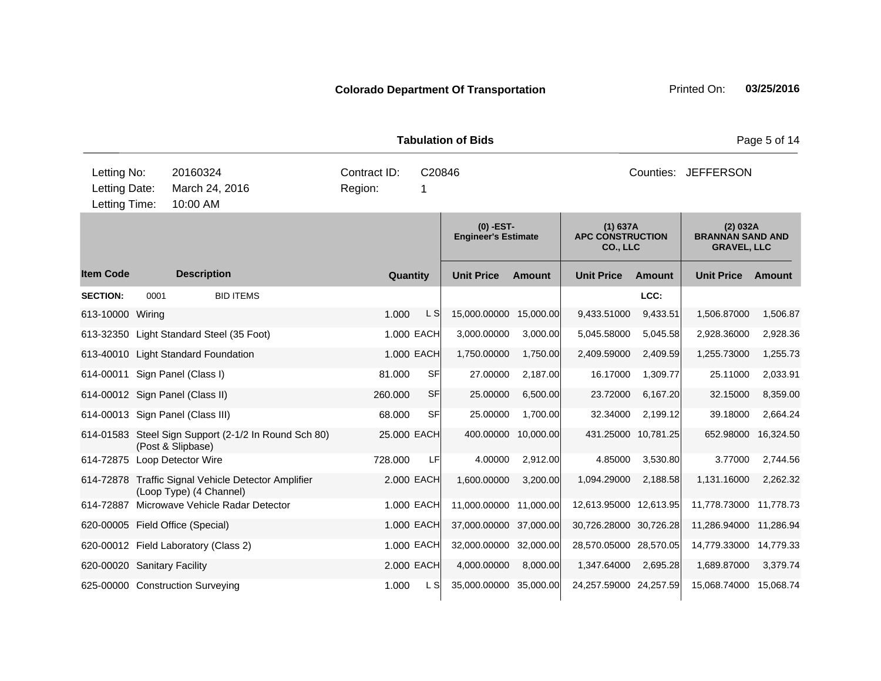**Colorado Department Of Transportation**

Printed On: **03/25/2016**

**Tabulation of Bids**

| Letting No: | 20160324 | Contract ID: | C20846 | Counties: | JEFFERSON |
|---|---|---|---|---|---|
| Letting Date: | March 24, 2016 | Region: | 1 | | |
| Letting Time: | 10:00 AM | | | | |

| | | | | (0) -EST- Engineer's Estimate | | (1) 637A APC CONSTRUCTION CO., LLC | | (2) 032A BRANNAN SAND AND GRAVEL, LLC | |
|---|---|---|---|---|---|---|---|---|---|
| **Item Code** | **Description** | **Quantity** | | **Unit Price** | **Amount** | **Unit Price** | **Amount** | **Unit Price** | **Amount** |
| **SECTION:** | 0001 BID ITEMS | | | | | | LCC: | | |
| 613-10000 | Wiring | 1.000 | L S | 15,000.00000 | 15,000.00 | 9,433.51000 | 9,433.51 | 1,506.87000 | 1,506.87 |
| 613-32350 | Light Standard Steel (35 Foot) | 1.000 | EACH | 3,000.00000 | 3,000.00 | 5,045.58000 | 5,045.58 | 2,928.36000 | 2,928.36 |
| 613-40010 | Light Standard Foundation | 1.000 | EACH | 1,750.00000 | 1,750.00 | 2,409.59000 | 2,409.59 | 1,255.73000 | 1,255.73 |
| 614-00011 | Sign Panel (Class I) | 81.000 | SF | 27.00000 | 2,187.00 | 16.17000 | 1,309.77 | 25.11000 | 2,033.91 |
| 614-00012 | Sign Panel (Class II) | 260.000 | SF | 25.00000 | 6,500.00 | 23.72000 | 6,167.20 | 32.15000 | 8,359.00 |
| 614-00013 | Sign Panel (Class III) | 68.000 | SF | 25.00000 | 1,700.00 | 32.34000 | 2,199.12 | 39.18000 | 2,664.24 |
| 614-01583 | Steel Sign Support (2-1/2 In Round Sch 80) (Post & Slipbase) | 25.000 | EACH | 400.00000 | 10,000.00 | 431.25000 | 10,781.25 | 652.98000 | 16,324.50 |
| 614-72875 | Loop Detector Wire | 728.000 | LF | 4.00000 | 2,912.00 | 4.85000 | 3,530.80 | 3.77000 | 2,744.56 |
| 614-72878 | Traffic Signal Vehicle Detector Amplifier (Loop Type) (4 Channel) | 2.000 | EACH | 1,600.00000 | 3,200.00 | 1,094.29000 | 2,188.58 | 1,131.16000 | 2,262.32 |
| 614-72887 | Microwave Vehicle Radar Detector | 1.000 | EACH | 11,000.00000 | 11,000.00 | 12,613.95000 | 12,613.95 | 11,778.73000 | 11,778.73 |
| 620-00005 | Field Office (Special) | 1.000 | EACH | 37,000.00000 | 37,000.00 | 30,726.28000 | 30,726.28 | 11,286.94000 | 11,286.94 |
| 620-00012 | Field Laboratory (Class 2) | 1.000 | EACH | 32,000.00000 | 32,000.00 | 28,570.05000 | 28,570.05 | 14,779.33000 | 14,779.33 |
| 620-00020 | Sanitary Facility | 2.000 | EACH | 4,000.00000 | 8,000.00 | 1,347.64000 | 2,695.28 | 1,689.87000 | 3,379.74 |
| 625-00000 | Construction Surveying | 1.000 | L S | 35,000.00000 | 35,000.00 | 24,257.59000 | 24,257.59 | 15,068.74000 | 15,068.74 |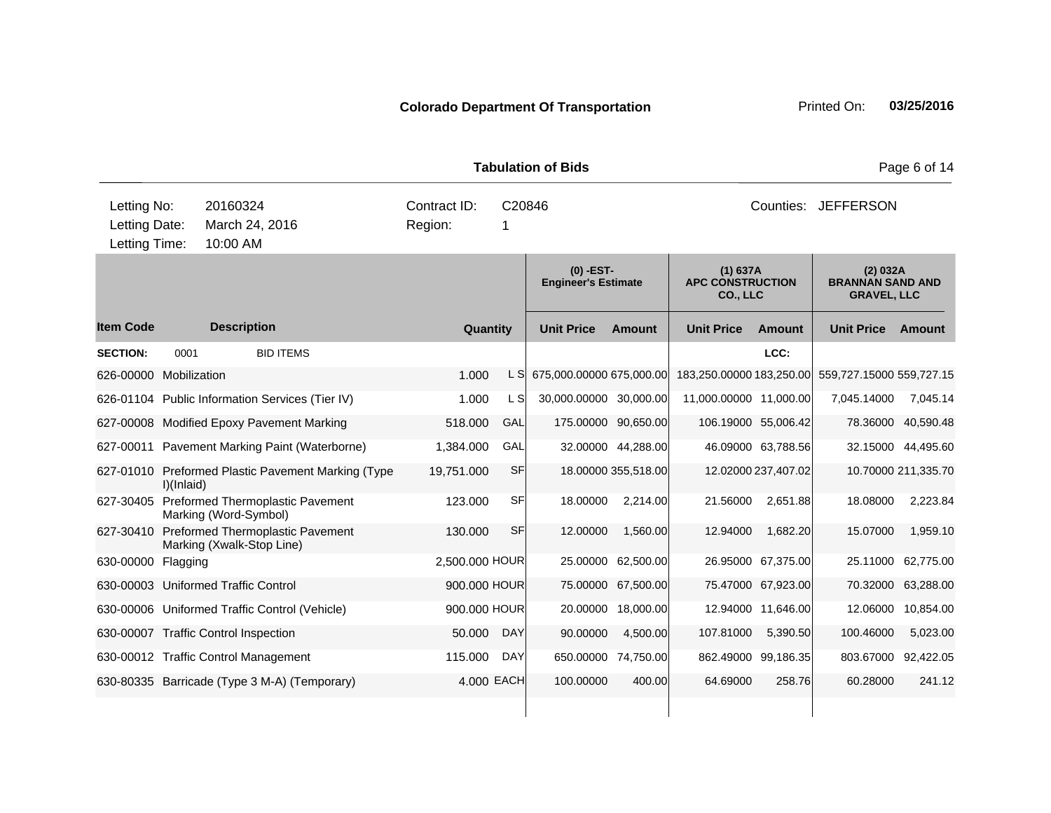**Colorado Department Of Transportation** Printed On: **03/25/2016**

**Tabulation of Bids**

| | | | |
|---|---|---|---|
| Letting No: | 20160324 | Contract ID: | C20846 |
| Letting Date: | March 24, 2016 | Region: | 1 |
| Letting Time: | 10:00 AM | | |

Counties: JEFFERSON

| | | | | (0) -EST- Engineer's Estimate | | (1) 637A APC CONSTRUCTION CO., LLC | | (2) 032A BRANNAN SAND AND GRAVEL, LLC | |
|---|---|---|---|---|---|---|---|---|---|
| **Item Code** | **Description** | **Quantity** | | **Unit Price** | **Amount** | **Unit Price** | **Amount** | **Unit Price** | **Amount** |
| **SECTION:** | 0001 BID ITEMS | | | | | | LCC: | | |
| 626-00000 | Mobilization | 1.000 | L S | 675,000.00000 | 675,000.00 | 183,250.00000 | 183,250.00 | 559,727.15000 | 559,727.15 |
| 626-01104 | Public Information Services (Tier IV) | 1.000 | L S | 30,000.00000 | 30,000.00 | 11,000.00000 | 11,000.00 | 7,045.14000 | 7,045.14 |
| 627-00008 | Modified Epoxy Pavement Marking | 518.000 | GAL | 175.00000 | 90,650.00 | 106.19000 | 55,006.42 | 78.36000 | 40,590.48 |
| 627-00011 | Pavement Marking Paint (Waterborne) | 1,384.000 | GAL | 32.00000 | 44,288.00 | 46.09000 | 63,788.56 | 32.15000 | 44,495.60 |
| 627-01010 | Preformed Plastic Pavement Marking (Type I)(Inlaid) | 19,751.000 | SF | 18.00000 | 355,518.00 | 12.02000 | 237,407.02 | 10.70000 | 211,335.70 |
| 627-30405 | Preformed Thermoplastic Pavement Marking (Word-Symbol) | 123.000 | SF | 18.00000 | 2,214.00 | 21.56000 | 2,651.88 | 18.08000 | 2,223.84 |
| 627-30410 | Preformed Thermoplastic Pavement Marking (Xwalk-Stop Line) | 130.000 | SF | 12.00000 | 1,560.00 | 12.94000 | 1,682.20 | 15.07000 | 1,959.10 |
| 630-00000 | Flagging | 2,500.000 | HOUR | 25.00000 | 62,500.00 | 26.95000 | 67,375.00 | 25.11000 | 62,775.00 |
| 630-00003 | Uniformed Traffic Control | 900.000 | HOUR | 75.00000 | 67,500.00 | 75.47000 | 67,923.00 | 70.32000 | 63,288.00 |
| 630-00006 | Uniformed Traffic Control (Vehicle) | 900.000 | HOUR | 20.00000 | 18,000.00 | 12.94000 | 11,646.00 | 12.06000 | 10,854.00 |
| 630-00007 | Traffic Control Inspection | 50.000 | DAY | 90.00000 | 4,500.00 | 107.81000 | 5,390.50 | 100.46000 | 5,023.00 |
| 630-00012 | Traffic Control Management | 115.000 | DAY | 650.00000 | 74,750.00 | 862.49000 | 99,186.35 | 803.67000 | 92,422.05 |
| 630-80335 | Barricade (Type 3 M-A) (Temporary) | 4.000 | EACH | 100.00000 | 400.00 | 64.69000 | 258.76 | 60.28000 | 241.12 |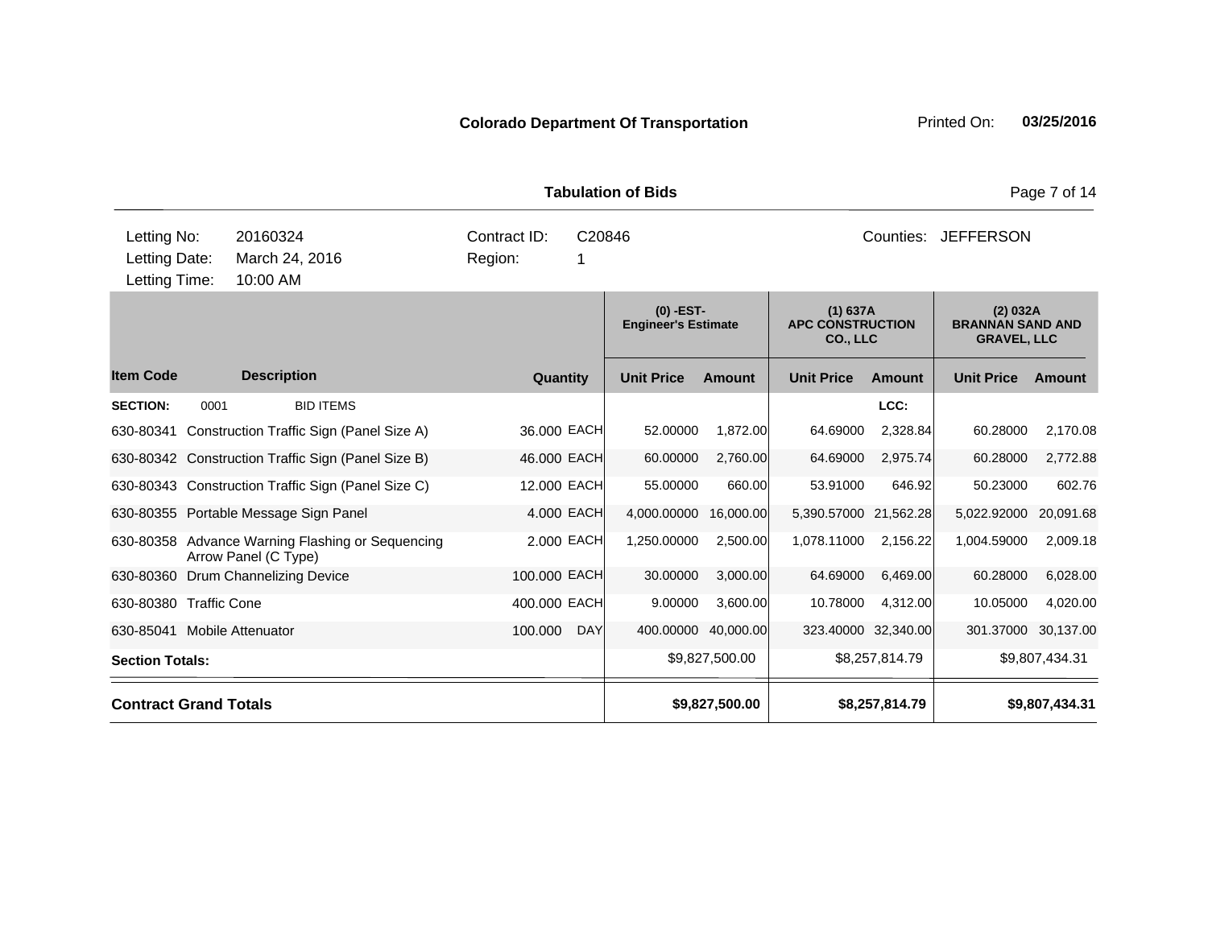**Colorado Department Of Transportation** Printed On: **03/25/2016**

**Tabulation of Bids**

| | | | | | |
|---|---|---|---|---|---|
| Letting No: | 20160324 | Contract ID: | C20846 | Counties: | JEFFERSON |
| Letting Date: | March 24, 2016 | Region: | 1 | | |
| Letting Time: | 10:00 AM | | | | |

| | | | | (0) -EST- Engineer's Estimate | | (1) 637A APC CONSTRUCTION CO., LLC | | (2) 032A BRANNAN SAND AND GRAVEL, LLC | |
|---|---|---|---|---|---|---|---|---|---|
| **Item Code** | **Description** | **Quantity** | | **Unit Price** | **Amount** | **Unit Price** | **Amount** | **Unit Price** | **Amount** |
| **SECTION:** | 0001 BID ITEMS | | | | | | LCC: | | |
| 630-80341 | Construction Traffic Sign (Panel Size A) | 36.000 | EACH | 52.00000 | 1,872.00 | 64.69000 | 2,328.84 | 60.28000 | 2,170.08 |
| 630-80342 | Construction Traffic Sign (Panel Size B) | 46.000 | EACH | 60.00000 | 2,760.00 | 64.69000 | 2,975.74 | 60.28000 | 2,772.88 |
| 630-80343 | Construction Traffic Sign (Panel Size C) | 12.000 | EACH | 55.00000 | 660.00 | 53.91000 | 646.92 | 50.23000 | 602.76 |
| 630-80355 | Portable Message Sign Panel | 4.000 | EACH | 4,000.00000 | 16,000.00 | 5,390.57000 | 21,562.28 | 5,022.92000 | 20,091.68 |
| 630-80358 | Advance Warning Flashing or Sequencing Arrow Panel (C Type) | 2.000 | EACH | 1,250.00000 | 2,500.00 | 1,078.11000 | 2,156.22 | 1,004.59000 | 2,009.18 |
| 630-80360 | Drum Channelizing Device | 100.000 | EACH | 30.00000 | 3,000.00 | 64.69000 | 6,469.00 | 60.28000 | 6,028.00 |
| 630-80380 | Traffic Cone | 400.000 | EACH | 9.00000 | 3,600.00 | 10.78000 | 4,312.00 | 10.05000 | 4,020.00 |
| 630-85041 | Mobile Attenuator | 100.000 | DAY | 400.00000 | 40,000.00 | 323.40000 | 32,340.00 | 301.37000 | 30,137.00 |
| **Section Totals:** | | | | | $9,827,500.00 | | $8,257,814.79 | | $9,807,434.31 |
| **Contract Grand Totals** | | | | | **$9,827,500.00** | | **$8,257,814.79** | | **$9,807,434.31** |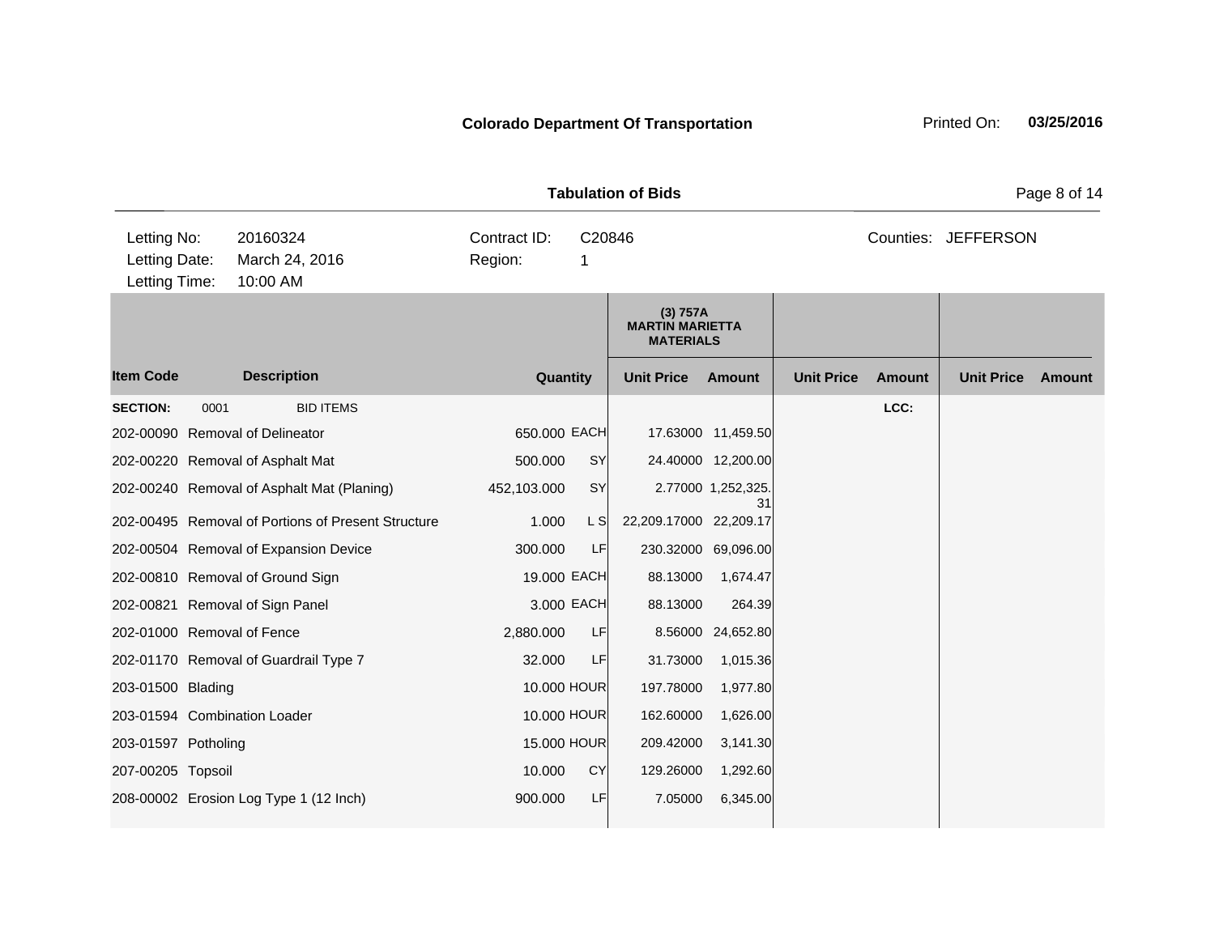**Colorado Department Of Transportation**

Printed On: **03/25/2016**

**Tabulation of Bids**

| Letting No: | 20160324 | Contract ID: | C20846 | Counties: | JEFFERSON |
|---|---|---|---|---|---|
| Letting Date: | March 24, 2016 | Region: | 1 | | |
| Letting Time: | 10:00 AM | | | | |

| | | | | (3) 757A MARTIN MARIETTA MATERIALS | | | | | |
|---|---|---|---|---|---|---|---|---|---|
| **Item Code** | **Description** | **Quantity** | | **Unit Price** | **Amount** | **Unit Price** | **Amount** | **Unit Price** | **Amount** |
| **SECTION:** | 0001 BID ITEMS | | | | | | LCC: | | |
| 202-00090 | Removal of Delineator | 650.000 | EACH | 17.63000 | 11,459.50 | | | | |
| 202-00220 | Removal of Asphalt Mat | 500.000 | SY | 24.40000 | 12,200.00 | | | | |
| 202-00240 | Removal of Asphalt Mat (Planing) | 452,103.000 | SY | 2.77000 | 1,252,325.31 | | | | |
| 202-00495 | Removal of Portions of Present Structure | 1.000 | L S | 22,209.17000 | 22,209.17 | | | | |
| 202-00504 | Removal of Expansion Device | 300.000 | LF | 230.32000 | 69,096.00 | | | | |
| 202-00810 | Removal of Ground Sign | 19.000 | EACH | 88.13000 | 1,674.47 | | | | |
| 202-00821 | Removal of Sign Panel | 3.000 | EACH | 88.13000 | 264.39 | | | | |
| 202-01000 | Removal of Fence | 2,880.000 | LF | 8.56000 | 24,652.80 | | | | |
| 202-01170 | Removal of Guardrail Type 7 | 32.000 | LF | 31.73000 | 1,015.36 | | | | |
| 203-01500 | Blading | 10.000 | HOUR | 197.78000 | 1,977.80 | | | | |
| 203-01594 | Combination Loader | 10.000 | HOUR | 162.60000 | 1,626.00 | | | | |
| 203-01597 | Potholing | 15.000 | HOUR | 209.42000 | 3,141.30 | | | | |
| 207-00205 | Topsoil | 10.000 | CY | 129.26000 | 1,292.60 | | | | |
| 208-00002 | Erosion Log Type 1 (12 Inch) | 900.000 | LF | 7.05000 | 6,345.00 | | | | |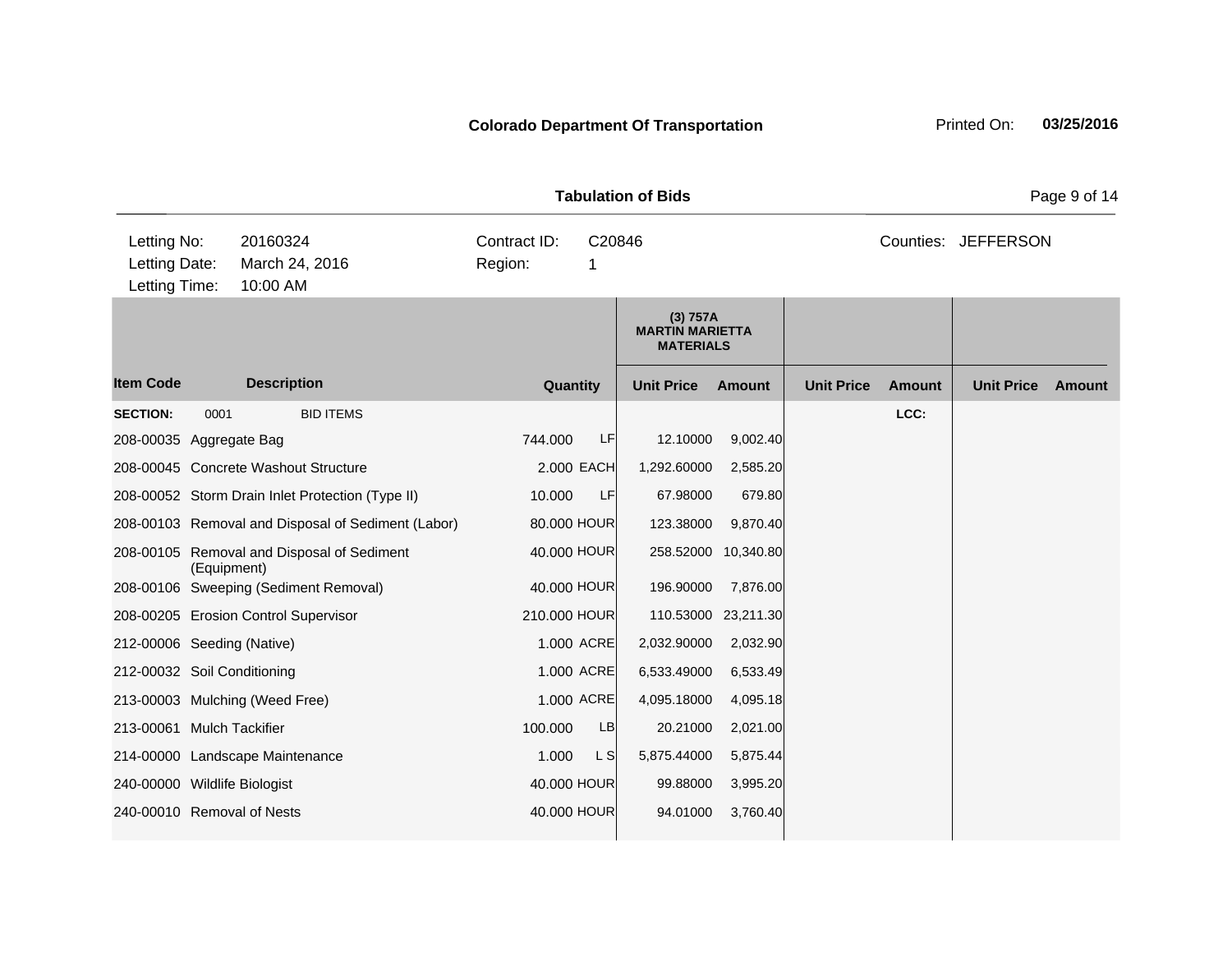**Colorado Department Of Transportation** Printed On: **03/25/2016**

**Tabulation of Bids**

| | | | |
|---|---|---|---|
| Letting No: | 20160324 | Contract ID: | C20846 |
| Letting Date: | March 24, 2016 | Region: | 1 |
| Letting Time: | 10:00 AM | | |

Counties: JEFFERSON

| | | | | (3) 757A MARTIN MARIETTA MATERIALS | | | | | |
|---|---|---|---|---|---|---|---|---|---|
| **Item Code** | **Description** | **Quantity** | | **Unit Price** | **Amount** | **Unit Price** | **Amount** | **Unit Price** | **Amount** |
| **SECTION:** | 0001 BID ITEMS | | | | | | LCC: | | |
| 208-00035 | Aggregate Bag | 744.000 | LF | 12.10000 | 9,002.40 | | | | |
| 208-00045 | Concrete Washout Structure | 2.000 | EACH | 1,292.60000 | 2,585.20 | | | | |
| 208-00052 | Storm Drain Inlet Protection (Type II) | 10.000 | LF | 67.98000 | 679.80 | | | | |
| 208-00103 | Removal and Disposal of Sediment (Labor) | 80.000 | HOUR | 123.38000 | 9,870.40 | | | | |
| 208-00105 | Removal and Disposal of Sediment (Equipment) | 40.000 | HOUR | 258.52000 | 10,340.80 | | | | |
| 208-00106 | Sweeping (Sediment Removal) | 40.000 | HOUR | 196.90000 | 7,876.00 | | | | |
| 208-00205 | Erosion Control Supervisor | 210.000 | HOUR | 110.53000 | 23,211.30 | | | | |
| 212-00006 | Seeding (Native) | 1.000 | ACRE | 2,032.90000 | 2,032.90 | | | | |
| 212-00032 | Soil Conditioning | 1.000 | ACRE | 6,533.49000 | 6,533.49 | | | | |
| 213-00003 | Mulching (Weed Free) | 1.000 | ACRE | 4,095.18000 | 4,095.18 | | | | |
| 213-00061 | Mulch Tackifier | 100.000 | LB | 20.21000 | 2,021.00 | | | | |
| 214-00000 | Landscape Maintenance | 1.000 | L S | 5,875.44000 | 5,875.44 | | | | |
| 240-00000 | Wildlife Biologist | 40.000 | HOUR | 99.88000 | 3,995.20 | | | | |
| 240-00010 | Removal of Nests | 40.000 | HOUR | 94.01000 | 3,760.40 | | | | |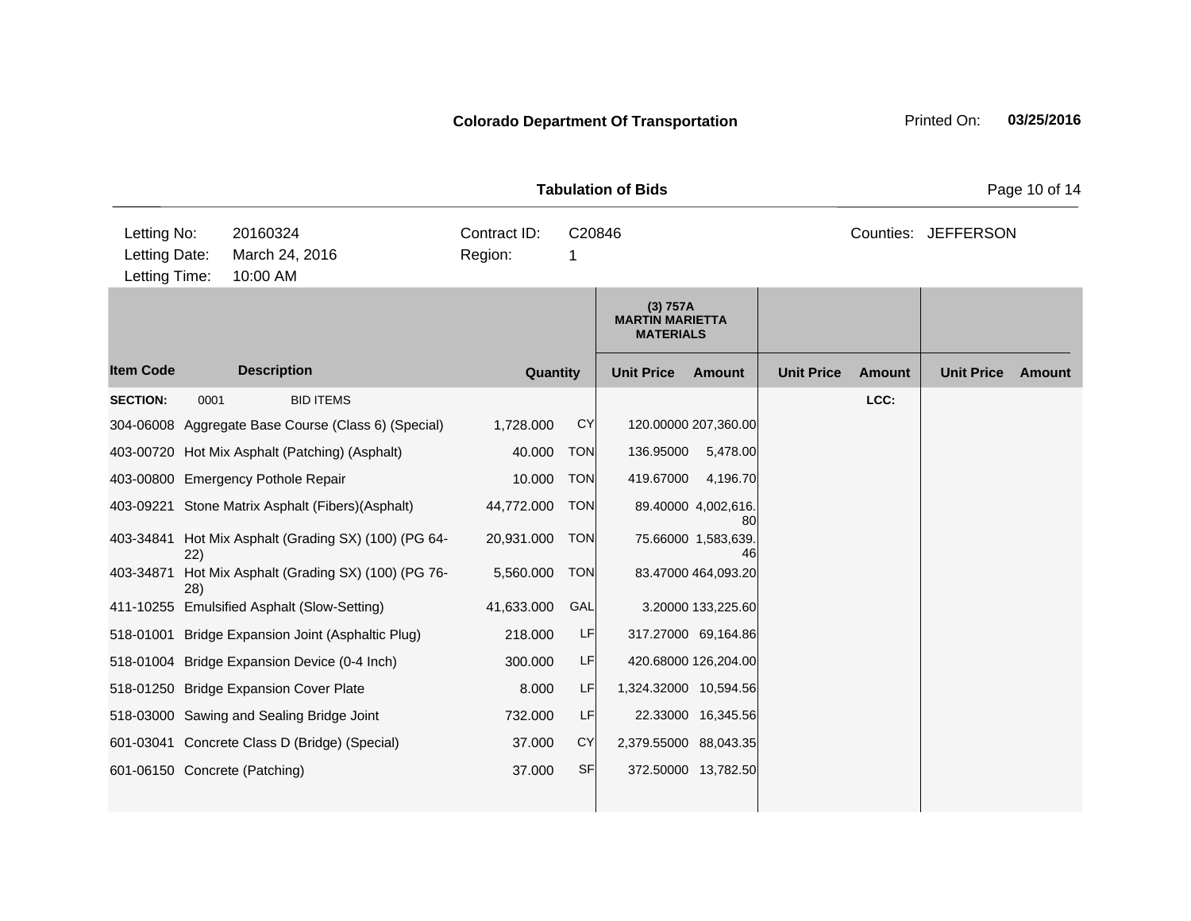**Colorado Department Of Transportation** Printed On: **03/25/2016**

**Tabulation of Bids**

| | | | |
|---|---|---|---|
| Letting No: | 20160324 | Contract ID: | C20846 |
| Letting Date: | March 24, 2016 | Region: | 1 |
| Letting Time: | 10:00 AM | | |

Counties: JEFFERSON

| Item Code | Description | Quantity | | (3) 757A MARTIN MARIETTA MATERIALS Unit Price | Amount | Unit Price | Amount | Unit Price | Amount |
|---|---|---|---|---|---|---|---|---|---|
| **SECTION:** | 0001 BID ITEMS | | | | | | LCC: | | |
| 304-06008 | Aggregate Base Course (Class 6) (Special) | 1,728.000 | CY | 120.00000 | 207,360.00 | | | | |
| 403-00720 | Hot Mix Asphalt (Patching) (Asphalt) | 40.000 | TON | 136.95000 | 5,478.00 | | | | |
| 403-00800 | Emergency Pothole Repair | 10.000 | TON | 419.67000 | 4,196.70 | | | | |
| 403-09221 | Stone Matrix Asphalt (Fibers)(Asphalt) | 44,772.000 | TON | 89.40000 | 4,002,616.80 | | | | |
| 403-34841 | Hot Mix Asphalt (Grading SX) (100) (PG 64-22) | 20,931.000 | TON | 75.66000 | 1,583,639.46 | | | | |
| 403-34871 | Hot Mix Asphalt (Grading SX) (100) (PG 76-28) | 5,560.000 | TON | 83.47000 | 464,093.20 | | | | |
| 411-10255 | Emulsified Asphalt (Slow-Setting) | 41,633.000 | GAL | 3.20000 | 133,225.60 | | | | |
| 518-01001 | Bridge Expansion Joint (Asphaltic Plug) | 218.000 | LF | 317.27000 | 69,164.86 | | | | |
| 518-01004 | Bridge Expansion Device (0-4 Inch) | 300.000 | LF | 420.68000 | 126,204.00 | | | | |
| 518-01250 | Bridge Expansion Cover Plate | 8.000 | LF | 1,324.32000 | 10,594.56 | | | | |
| 518-03000 | Sawing and Sealing Bridge Joint | 732.000 | LF | 22.33000 | 16,345.56 | | | | |
| 601-03041 | Concrete Class D (Bridge) (Special) | 37.000 | CY | 2,379.55000 | 88,043.35 | | | | |
| 601-06150 | Concrete (Patching) | 37.000 | SF | 372.50000 | 13,782.50 | | | | |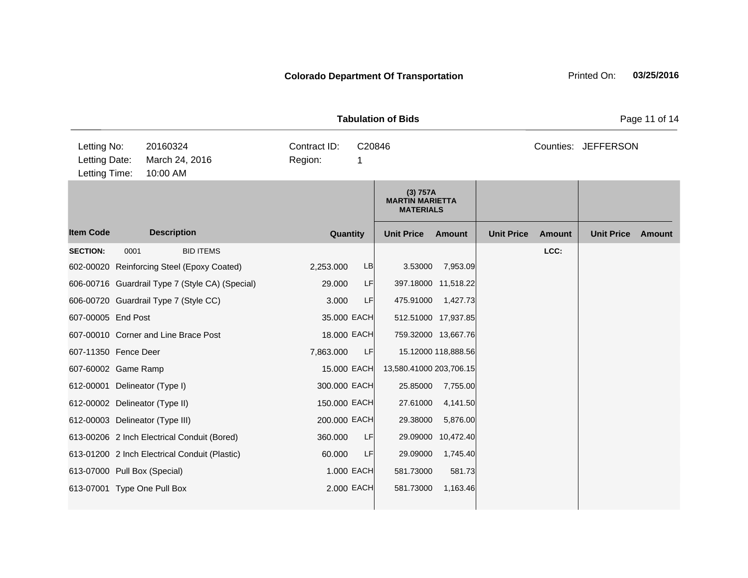**Colorado Department Of Transportation**

Printed On: **03/25/2016**

**Tabulation of Bids**

| | | | | | |
|---|---|---|---|---|---|
| Letting No: | 20160324 | Contract ID: | C20846 | Counties: | JEFFERSON |
| Letting Date: | March 24, 2016 | Region: | 1 | | |
| Letting Time: | 10:00 AM | | | | |

| Item Code | Description | Quantity | | (3) 757A MARTIN MARIETTA MATERIALS Unit Price | Amount | Unit Price | Amount | Unit Price | Amount |
|---|---|---|---|---|---|---|---|---|---|
| **SECTION:** 0001 | BID ITEMS | | | | | | LCC: | | |
| 602-00020 | Reinforcing Steel (Epoxy Coated) | 2,253.000 | LB | 3.53000 | 7,953.09 | | | | |
| 606-00716 | Guardrail Type 7 (Style CA) (Special) | 29.000 | LF | 397.18000 | 11,518.22 | | | | |
| 606-00720 | Guardrail Type 7 (Style CC) | 3.000 | LF | 475.91000 | 1,427.73 | | | | |
| 607-00005 | End Post | 35.000 | EACH | 512.51000 | 17,937.85 | | | | |
| 607-00010 | Corner and Line Brace Post | 18.000 | EACH | 759.32000 | 13,667.76 | | | | |
| 607-11350 | Fence Deer | 7,863.000 | LF | 15.12000 | 118,888.56 | | | | |
| 607-60002 | Game Ramp | 15.000 | EACH | 13,580.41000 | 203,706.15 | | | | |
| 612-00001 | Delineator (Type I) | 300.000 | EACH | 25.85000 | 7,755.00 | | | | |
| 612-00002 | Delineator (Type II) | 150.000 | EACH | 27.61000 | 4,141.50 | | | | |
| 612-00003 | Delineator (Type III) | 200.000 | EACH | 29.38000 | 5,876.00 | | | | |
| 613-00206 | 2 Inch Electrical Conduit (Bored) | 360.000 | LF | 29.09000 | 10,472.40 | | | | |
| 613-01200 | 2 Inch Electrical Conduit (Plastic) | 60.000 | LF | 29.09000 | 1,745.40 | | | | |
| 613-07000 | Pull Box (Special) | 1.000 | EACH | 581.73000 | 581.73 | | | | |
| 613-07001 | Type One Pull Box | 2.000 | EACH | 581.73000 | 1,163.46 | | | | |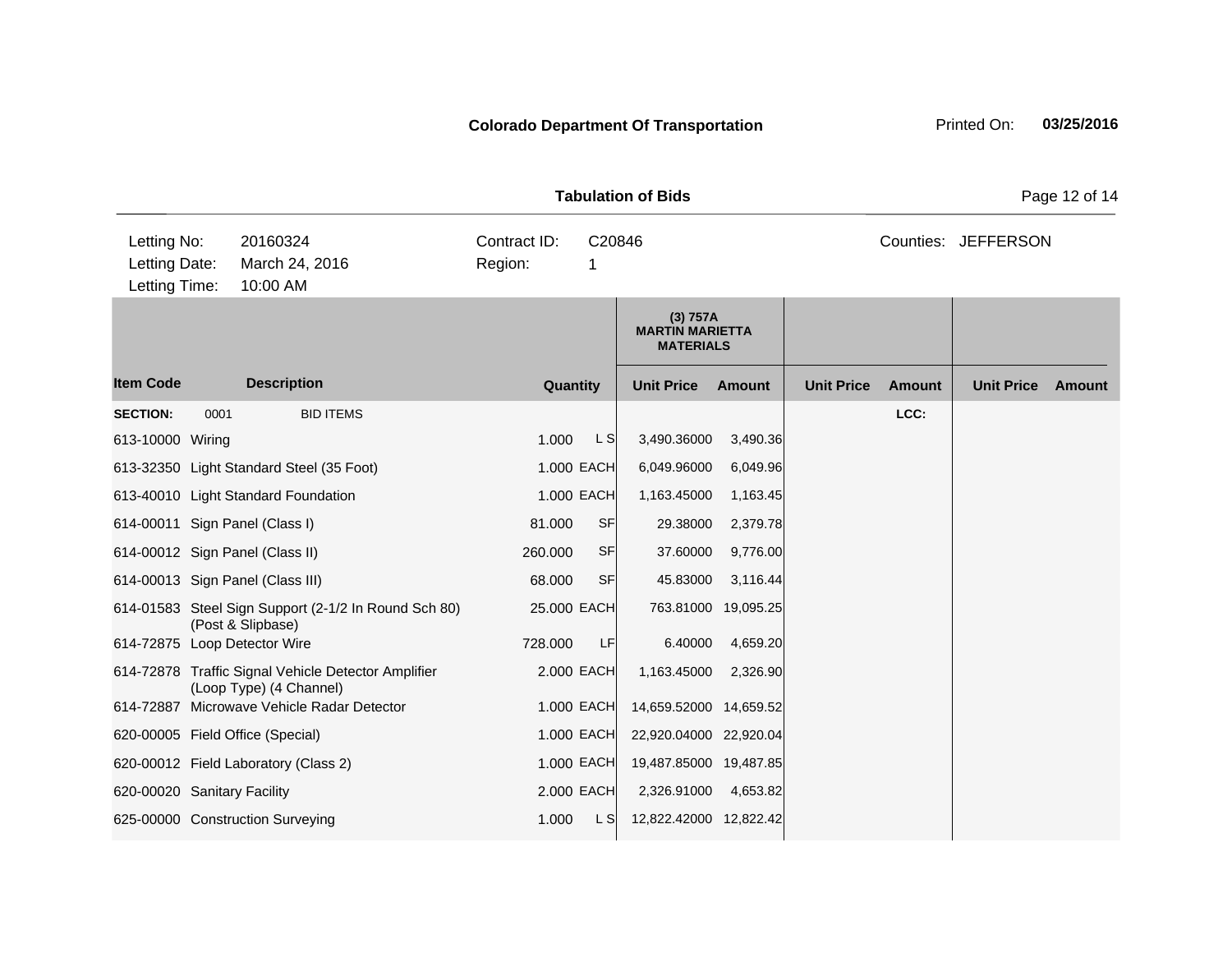**Colorado Department Of Transportation**

Printed On: **03/25/2016**

**Tabulation of Bids**

| | | | | | |
|---|---|---|---|---|---|
| Letting No: | 20160324 | Contract ID: | C20846 | Counties: | JEFFERSON |
| Letting Date: | March 24, 2016 | Region: | 1 | | |
| Letting Time: | 10:00 AM | | | | |

| Item Code | Description | Quantity | | (3) 757A MARTIN MARIETTA MATERIALS Unit Price | Amount | Unit Price | Amount | Unit Price | Amount |
|---|---|---|---|---|---|---|---|---|---|
| **SECTION:** 0001 | BID ITEMS | | | | | | **LCC:** | | |
| 613-10000 | Wiring | 1.000 | L S | 3,490.36000 | 3,490.36 | | | | |
| 613-32350 | Light Standard Steel (35 Foot) | 1.000 | EACH | 6,049.96000 | 6,049.96 | | | | |
| 613-40010 | Light Standard Foundation | 1.000 | EACH | 1,163.45000 | 1,163.45 | | | | |
| 614-00011 | Sign Panel (Class I) | 81.000 | SF | 29.38000 | 2,379.78 | | | | |
| 614-00012 | Sign Panel (Class II) | 260.000 | SF | 37.60000 | 9,776.00 | | | | |
| 614-00013 | Sign Panel (Class III) | 68.000 | SF | 45.83000 | 3,116.44 | | | | |
| 614-01583 | Steel Sign Support (2-1/2 In Round Sch 80) (Post & Slipbase) | 25.000 | EACH | 763.81000 | 19,095.25 | | | | |
| 614-72875 | Loop Detector Wire | 728.000 | LF | 6.40000 | 4,659.20 | | | | |
| 614-72878 | Traffic Signal Vehicle Detector Amplifier (Loop Type) (4 Channel) | 2.000 | EACH | 1,163.45000 | 2,326.90 | | | | |
| 614-72887 | Microwave Vehicle Radar Detector | 1.000 | EACH | 14,659.52000 | 14,659.52 | | | | |
| 620-00005 | Field Office (Special) | 1.000 | EACH | 22,920.04000 | 22,920.04 | | | | |
| 620-00012 | Field Laboratory (Class 2) | 1.000 | EACH | 19,487.85000 | 19,487.85 | | | | |
| 620-00020 | Sanitary Facility | 2.000 | EACH | 2,326.91000 | 4,653.82 | | | | |
| 625-00000 | Construction Surveying | 1.000 | L S | 12,822.42000 | 12,822.42 | | | | |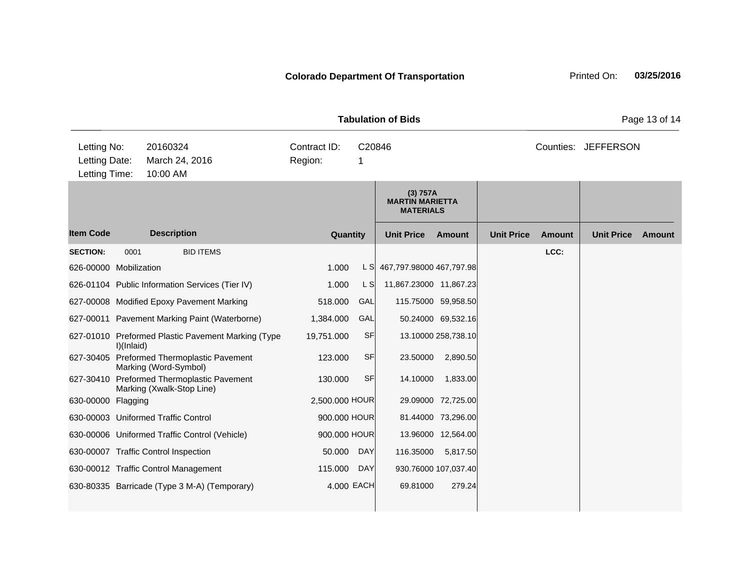**Colorado Department Of Transportation**

Printed On: **03/25/2016**

**Tabulation of Bids**

| Letting No: | 20160324 | Contract ID: | C20846 | Counties: | JEFFERSON |
|---|---|---|---|---|---|
| Letting Date: | March 24, 2016 | Region: | 1 | | |
| Letting Time: | 10:00 AM | | | | |

| | | | | (3) 757A MARTIN MARIETTA MATERIALS | | | | | |
|---|---|---|---|---|---|---|---|---|---|
| **Item Code** | **Description** | **Quantity** | | **Unit Price** | **Amount** | **Unit Price** | **Amount** | **Unit Price** | **Amount** |
| **SECTION:** | 0001 BID ITEMS | | | | | | **LCC:** | | |
| 626-00000 | Mobilization | 1.000 | L S | 467,797.98000 | 467,797.98 | | | | |
| 626-01104 | Public Information Services (Tier IV) | 1.000 | L S | 11,867.23000 | 11,867.23 | | | | |
| 627-00008 | Modified Epoxy Pavement Marking | 518.000 | GAL | 115.75000 | 59,958.50 | | | | |
| 627-00011 | Pavement Marking Paint (Waterborne) | 1,384.000 | GAL | 50.24000 | 69,532.16 | | | | |
| 627-01010 | Preformed Plastic Pavement Marking (Type I)(Inlaid) | 19,751.000 | SF | 13.10000 | 258,738.10 | | | | |
| 627-30405 | Preformed Thermoplastic Pavement Marking (Word-Symbol) | 123.000 | SF | 23.50000 | 2,890.50 | | | | |
| 627-30410 | Preformed Thermoplastic Pavement Marking (Xwalk-Stop Line) | 130.000 | SF | 14.10000 | 1,833.00 | | | | |
| 630-00000 | Flagging | 2,500.000 | HOUR | 29.09000 | 72,725.00 | | | | |
| 630-00003 | Uniformed Traffic Control | 900.000 | HOUR | 81.44000 | 73,296.00 | | | | |
| 630-00006 | Uniformed Traffic Control (Vehicle) | 900.000 | HOUR | 13.96000 | 12,564.00 | | | | |
| 630-00007 | Traffic Control Inspection | 50.000 | DAY | 116.35000 | 5,817.50 | | | | |
| 630-00012 | Traffic Control Management | 115.000 | DAY | 930.76000 | 107,037.40 | | | | |
| 630-80335 | Barricade (Type 3 M-A) (Temporary) | 4.000 | EACH | 69.81000 | 279.24 | | | | |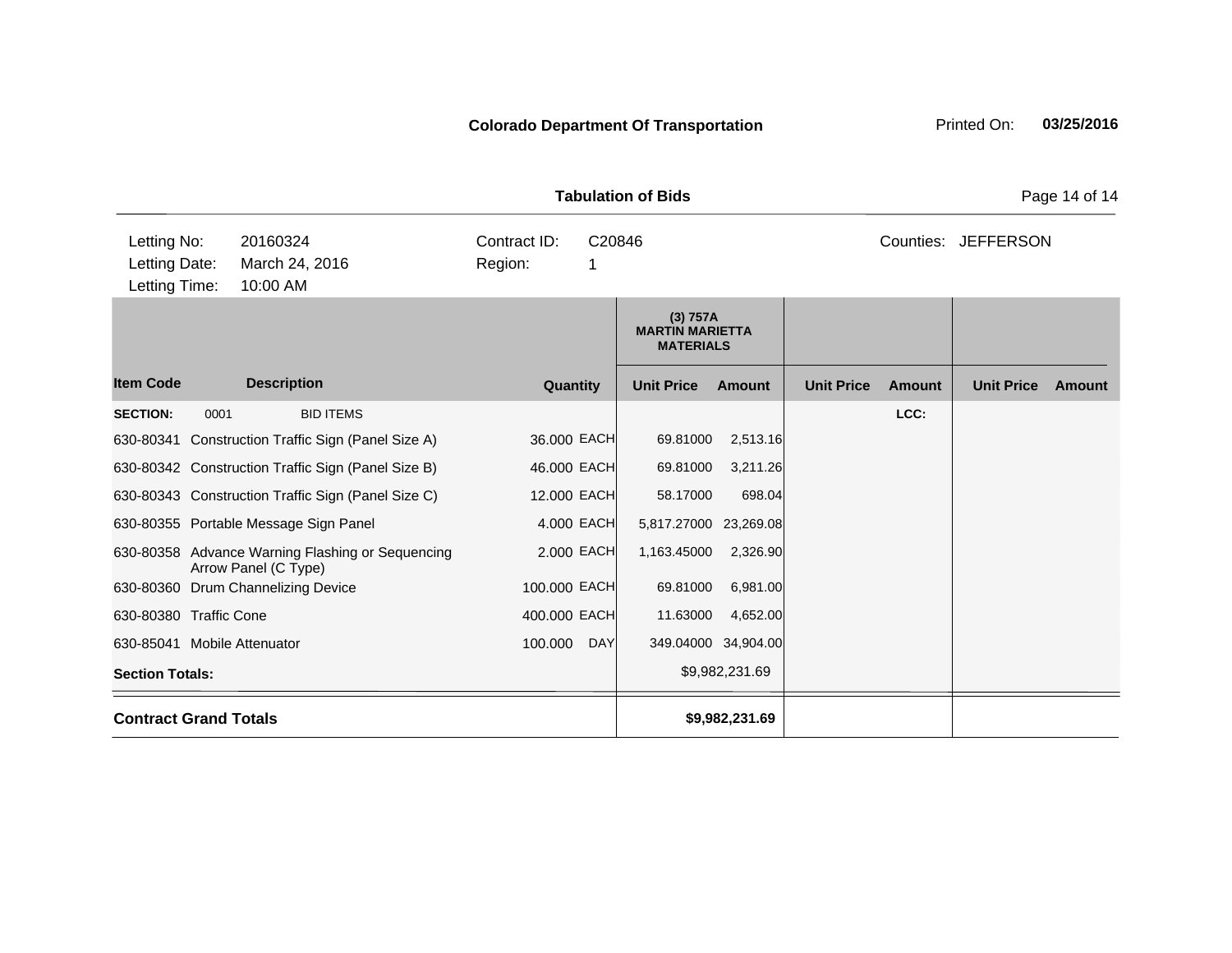**Colorado Department Of Transportation**

Printed On: **03/25/2016**

**Tabulation of Bids**

| | | | | | |
|---|---|---|---|---|---|
| Letting No: | 20160324 | Contract ID: | C20846 | Counties: | JEFFERSON |
| Letting Date: | March 24, 2016 | Region: | 1 | | |
| Letting Time: | 10:00 AM | | | | |

| Item Code | Description | Quantity | | (3) 757A MARTIN MARIETTA MATERIALS Unit Price | Amount | Unit Price | Amount | Unit Price | Amount |
|---|---|---|---|---|---|---|---|---|---|
| **SECTION:** 0001 | BID ITEMS | | | | | | LCC: | | |
| 630-80341 | Construction Traffic Sign (Panel Size A) | 36.000 | EACH | 69.81000 | 2,513.16 | | | | |
| 630-80342 | Construction Traffic Sign (Panel Size B) | 46.000 | EACH | 69.81000 | 3,211.26 | | | | |
| 630-80343 | Construction Traffic Sign (Panel Size C) | 12.000 | EACH | 58.17000 | 698.04 | | | | |
| 630-80355 | Portable Message Sign Panel | 4.000 | EACH | 5,817.27000 | 23,269.08 | | | | |
| 630-80358 | Advance Warning Flashing or Sequencing Arrow Panel (C Type) | 2.000 | EACH | 1,163.45000 | 2,326.90 | | | | |
| 630-80360 | Drum Channelizing Device | 100.000 | EACH | 69.81000 | 6,981.00 | | | | |
| 630-80380 | Traffic Cone | 400.000 | EACH | 11.63000 | 4,652.00 | | | | |
| 630-85041 | Mobile Attenuator | 100.000 | DAY | 349.04000 | 34,904.00 | | | | |
| **Section Totals:** | | | | | $9,982,231.69 | | | | |
| **Contract Grand Totals** | | | | | **$9,982,231.69** | | | | |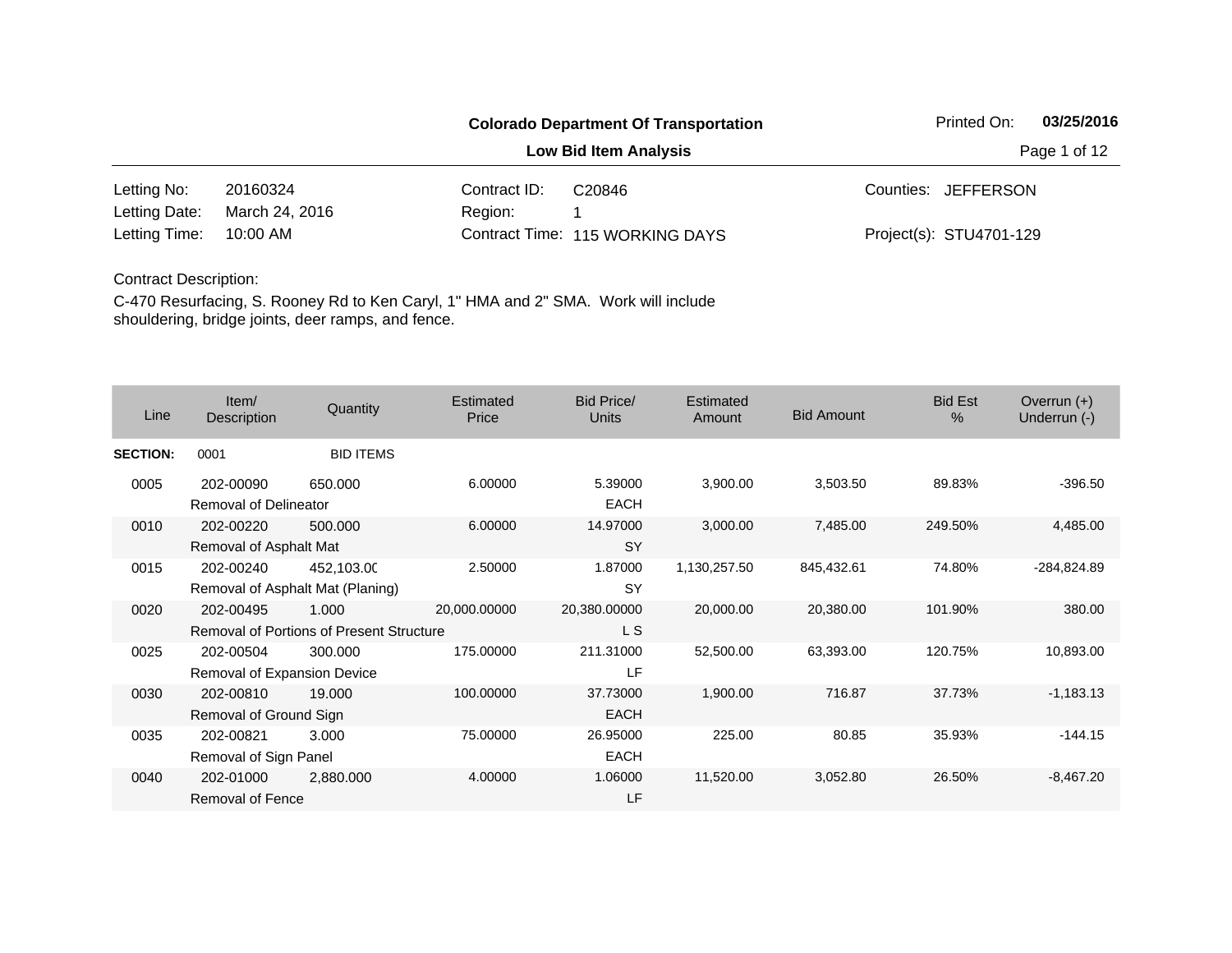**Colorado Department Of Transportation**

**Low Bid Item Analysis**

Printed On: **03/25/2016**

| | | | | | |
|---|---|---|---|---|---|
| Letting No: | 20160324 | Contract ID: | C20846 | Counties: | JEFFERSON |
| Letting Date: | March 24, 2016 | Region: | 1 | | |
| Letting Time: | 10:00 AM | Contract Time: | 115 WORKING DAYS | Project(s): | STU4701-129 |

Contract Description:

C-470 Resurfacing, S. Rooney Rd to Ken Caryl, 1" HMA and 2" SMA. Work will include shouldering, bridge joints, deer ramps, and fence.

| Line | Item/ Description | Quantity | Estimated Price | Bid Price/ Units | Estimated Amount | Bid Amount | Bid Est % | Overrun (+) Underrun (-) |
|---|---|---|---|---|---|---|---|---|
| **SECTION:** | 0001 | BID ITEMS | | | | | | |
| 0005 | 202-00090 Removal of Delineator | 650.000 | 6.00000 | 5.39000 EACH | 3,900.00 | 3,503.50 | 89.83% | -396.50 |
| 0010 | 202-00220 Removal of Asphalt Mat | 500.000 | 6.00000 | 14.97000 SY | 3,000.00 | 7,485.00 | 249.50% | 4,485.00 |
| 0015 | 202-00240 Removal of Asphalt Mat (Planing) | 452,103.00 | 2.50000 | 1.87000 SY | 1,130,257.50 | 845,432.61 | 74.80% | -284,824.89 |
| 0020 | 202-00495 Removal of Portions of Present Structure | 1.000 | 20,000.00000 | 20,380.00000 L S | 20,000.00 | 20,380.00 | 101.90% | 380.00 |
| 0025 | 202-00504 Removal of Expansion Device | 300.000 | 175.00000 | 211.31000 LF | 52,500.00 | 63,393.00 | 120.75% | 10,893.00 |
| 0030 | 202-00810 Removal of Ground Sign | 19.000 | 100.00000 | 37.73000 EACH | 1,900.00 | 716.87 | 37.73% | -1,183.13 |
| 0035 | 202-00821 Removal of Sign Panel | 3.000 | 75.00000 | 26.95000 EACH | 225.00 | 80.85 | 35.93% | -144.15 |
| 0040 | 202-01000 Removal of Fence | 2,880.000 | 4.00000 | 1.06000 LF | 11,520.00 | 3,052.80 | 26.50% | -8,467.20 |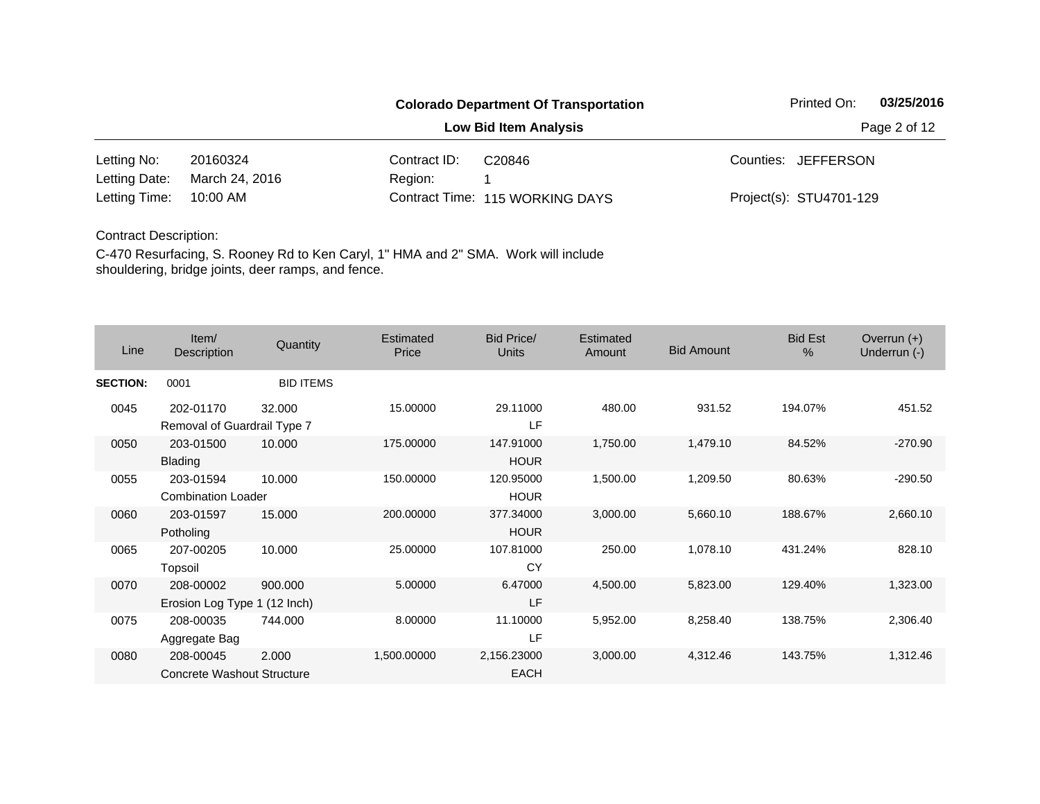**Colorado Department Of Transportation**

**Low Bid Item Analysis**

Printed On: **03/25/2016**

| | | | | | |
|---|---|---|---|---|---|
| Letting No: | 20160324 | Contract ID: | C20846 | Counties: | JEFFERSON |
| Letting Date: | March 24, 2016 | Region: | 1 | | |
| Letting Time: | 10:00 AM | Contract Time: | 115 WORKING DAYS | Project(s): | STU4701-129 |

Contract Description:

C-470 Resurfacing, S. Rooney Rd to Ken Caryl, 1" HMA and 2" SMA. Work will include shouldering, bridge joints, deer ramps, and fence.

| Line | Item/ Description | Quantity | Estimated Price | Bid Price/ Units | Estimated Amount | Bid Amount | Bid Est % | Overrun (+) Underrun (-) |
|---|---|---|---|---|---|---|---|---|
| **SECTION:** | 0001 | BID ITEMS | | | | | | |
| 0045 | 202-01170 Removal of Guardrail Type 7 | 32.000 | 15.00000 | 29.11000 LF | 480.00 | 931.52 | 194.07% | 451.52 |
| 0050 | 203-01500 Blading | 10.000 | 175.00000 | 147.91000 HOUR | 1,750.00 | 1,479.10 | 84.52% | -270.90 |
| 0055 | 203-01594 Combination Loader | 10.000 | 150.00000 | 120.95000 HOUR | 1,500.00 | 1,209.50 | 80.63% | -290.50 |
| 0060 | 203-01597 Potholing | 15.000 | 200.00000 | 377.34000 HOUR | 3,000.00 | 5,660.10 | 188.67% | 2,660.10 |
| 0065 | 207-00205 Topsoil | 10.000 | 25.00000 | 107.81000 CY | 250.00 | 1,078.10 | 431.24% | 828.10 |
| 0070 | 208-00002 Erosion Log Type 1 (12 Inch) | 900.000 | 5.00000 | 6.47000 LF | 4,500.00 | 5,823.00 | 129.40% | 1,323.00 |
| 0075 | 208-00035 Aggregate Bag | 744.000 | 8.00000 | 11.10000 LF | 5,952.00 | 8,258.40 | 138.75% | 2,306.40 |
| 0080 | 208-00045 Concrete Washout Structure | 2.000 | 1,500.00000 | 2,156.23000 EACH | 3,000.00 | 4,312.46 | 143.75% | 1,312.46 |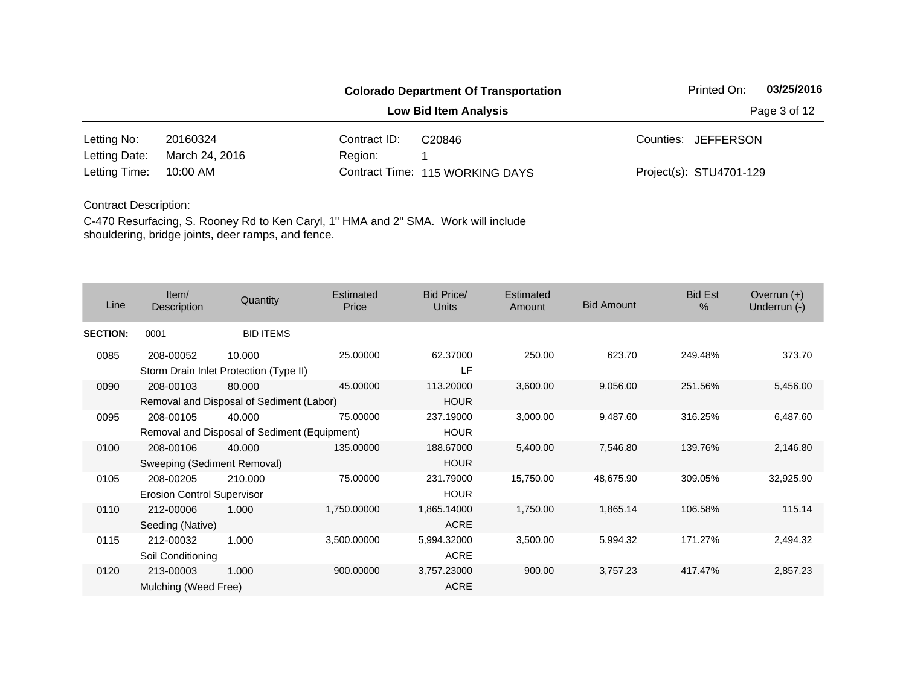**Colorado Department Of Transportation**

**Low Bid Item Analysis**

Printed On: **03/25/2016**

| | | | | | |
|---|---|---|---|---|---|
| Letting No: | 20160324 | Contract ID: | C20846 | Counties: | JEFFERSON |
| Letting Date: | March 24, 2016 | Region: | 1 | | |
| Letting Time: | 10:00 AM | Contract Time: | 115 WORKING DAYS | Project(s): | STU4701-129 |

Contract Description:

C-470 Resurfacing, S. Rooney Rd to Ken Caryl, 1" HMA and 2" SMA. Work will include shouldering, bridge joints, deer ramps, and fence.

| Line | Item/ Description | Quantity | Estimated Price | Bid Price/ Units | Estimated Amount | Bid Amount | Bid Est % | Overrun (+) Underrun (-) |
|---|---|---|---|---|---|---|---|---|
| **SECTION:** | 0001 | BID ITEMS | | | | | | |
| 0085 | 208-00052 Storm Drain Inlet Protection (Type II) | 10.000 | 25.00000 | 62.37000 LF | 250.00 | 623.70 | 249.48% | 373.70 |
| 0090 | 208-00103 Removal and Disposal of Sediment (Labor) | 80.000 | 45.00000 | 113.20000 HOUR | 3,600.00 | 9,056.00 | 251.56% | 5,456.00 |
| 0095 | 208-00105 Removal and Disposal of Sediment (Equipment) | 40.000 | 75.00000 | 237.19000 HOUR | 3,000.00 | 9,487.60 | 316.25% | 6,487.60 |
| 0100 | 208-00106 Sweeping (Sediment Removal) | 40.000 | 135.00000 | 188.67000 HOUR | 5,400.00 | 7,546.80 | 139.76% | 2,146.80 |
| 0105 | 208-00205 Erosion Control Supervisor | 210.000 | 75.00000 | 231.79000 HOUR | 15,750.00 | 48,675.90 | 309.05% | 32,925.90 |
| 0110 | 212-00006 Seeding (Native) | 1.000 | 1,750.00000 | 1,865.14000 ACRE | 1,750.00 | 1,865.14 | 106.58% | 115.14 |
| 0115 | 212-00032 Soil Conditioning | 1.000 | 3,500.00000 | 5,994.32000 ACRE | 3,500.00 | 5,994.32 | 171.27% | 2,494.32 |
| 0120 | 213-00003 Mulching (Weed Free) | 1.000 | 900.00000 | 3,757.23000 ACRE | 900.00 | 3,757.23 | 417.47% | 2,857.23 |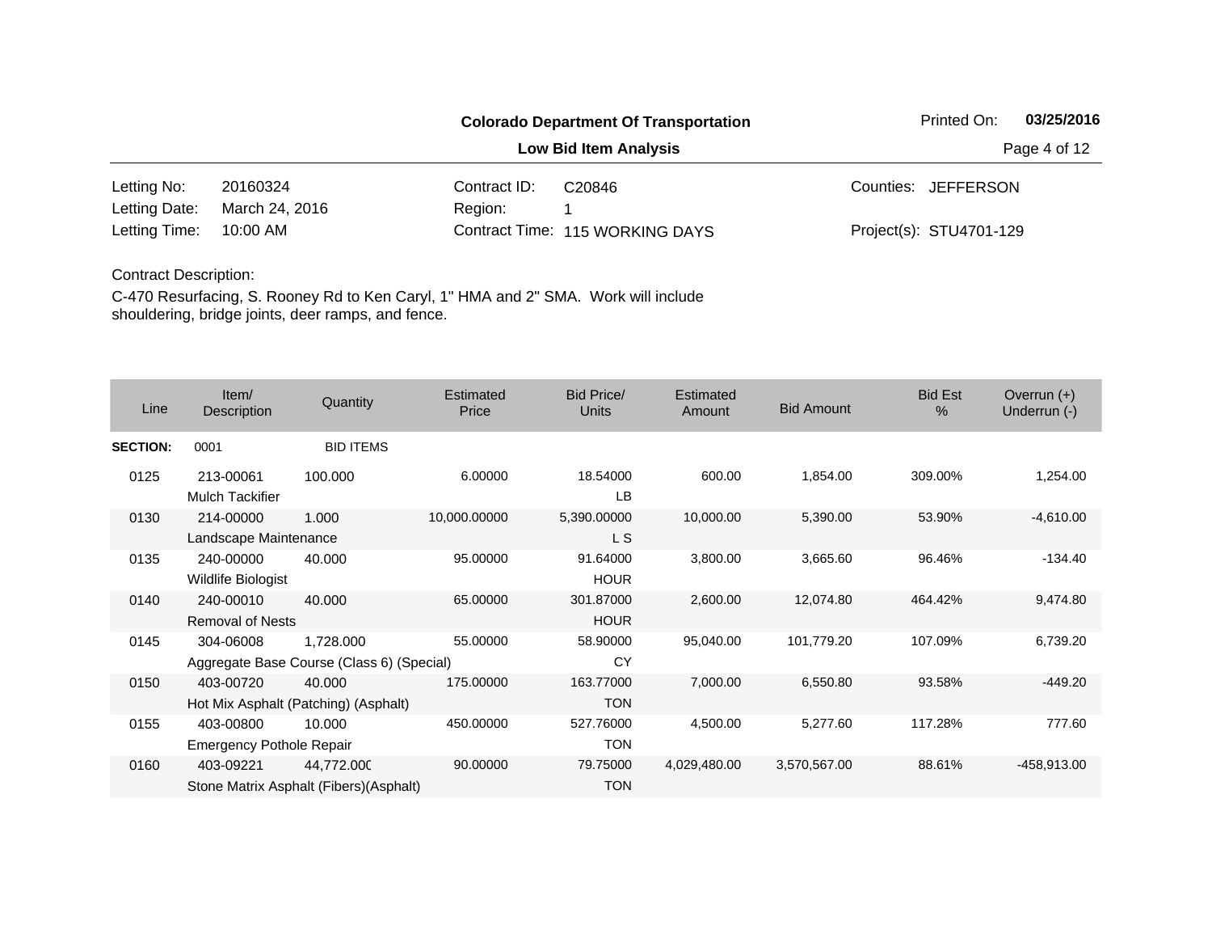**Colorado Department Of Transportation**

**Low Bid Item Analysis**

Printed On: **03/25/2016**

| | | | | | |
|---|---|---|---|---|---|
| Letting No: | 20160324 | Contract ID: | C20846 | Counties: | JEFFERSON |
| Letting Date: | March 24, 2016 | Region: | 1 | | |
| Letting Time: | 10:00 AM | Contract Time: | 115 WORKING DAYS | Project(s): | STU4701-129 |

Contract Description:

C-470 Resurfacing, S. Rooney Rd to Ken Caryl, 1" HMA and 2" SMA. Work will include shouldering, bridge joints, deer ramps, and fence.

| Line | Item/ Description | Quantity | Estimated Price | Bid Price/ Units | Estimated Amount | Bid Amount | Bid Est % | Overrun (+) Underrun (-) |
|---|---|---|---|---|---|---|---|---|
| **SECTION:** | 0001 | BID ITEMS | | | | | | |
| 0125 | 213-00061 Mulch Tackifier | 100.000 | 6.00000 | 18.54000 LB | 600.00 | 1,854.00 | 309.00% | 1,254.00 |
| 0130 | 214-00000 Landscape Maintenance | 1.000 | 10,000.00000 | 5,390.00000 L S | 10,000.00 | 5,390.00 | 53.90% | -4,610.00 |
| 0135 | 240-00000 Wildlife Biologist | 40.000 | 95.00000 | 91.64000 HOUR | 3,800.00 | 3,665.60 | 96.46% | -134.40 |
| 0140 | 240-00010 Removal of Nests | 40.000 | 65.00000 | 301.87000 HOUR | 2,600.00 | 12,074.80 | 464.42% | 9,474.80 |
| 0145 | 304-06008 Aggregate Base Course (Class 6) (Special) | 1,728.000 | 55.00000 | 58.90000 CY | 95,040.00 | 101,779.20 | 107.09% | 6,739.20 |
| 0150 | 403-00720 Hot Mix Asphalt (Patching) (Asphalt) | 40.000 | 175.00000 | 163.77000 TON | 7,000.00 | 6,550.80 | 93.58% | -449.20 |
| 0155 | 403-00800 Emergency Pothole Repair | 10.000 | 450.00000 | 527.76000 TON | 4,500.00 | 5,277.60 | 117.28% | 777.60 |
| 0160 | 403-09221 Stone Matrix Asphalt (Fibers)(Asphalt) | 44,772.000 | 90.00000 | 79.75000 TON | 4,029,480.00 | 3,570,567.00 | 88.61% | -458,913.00 |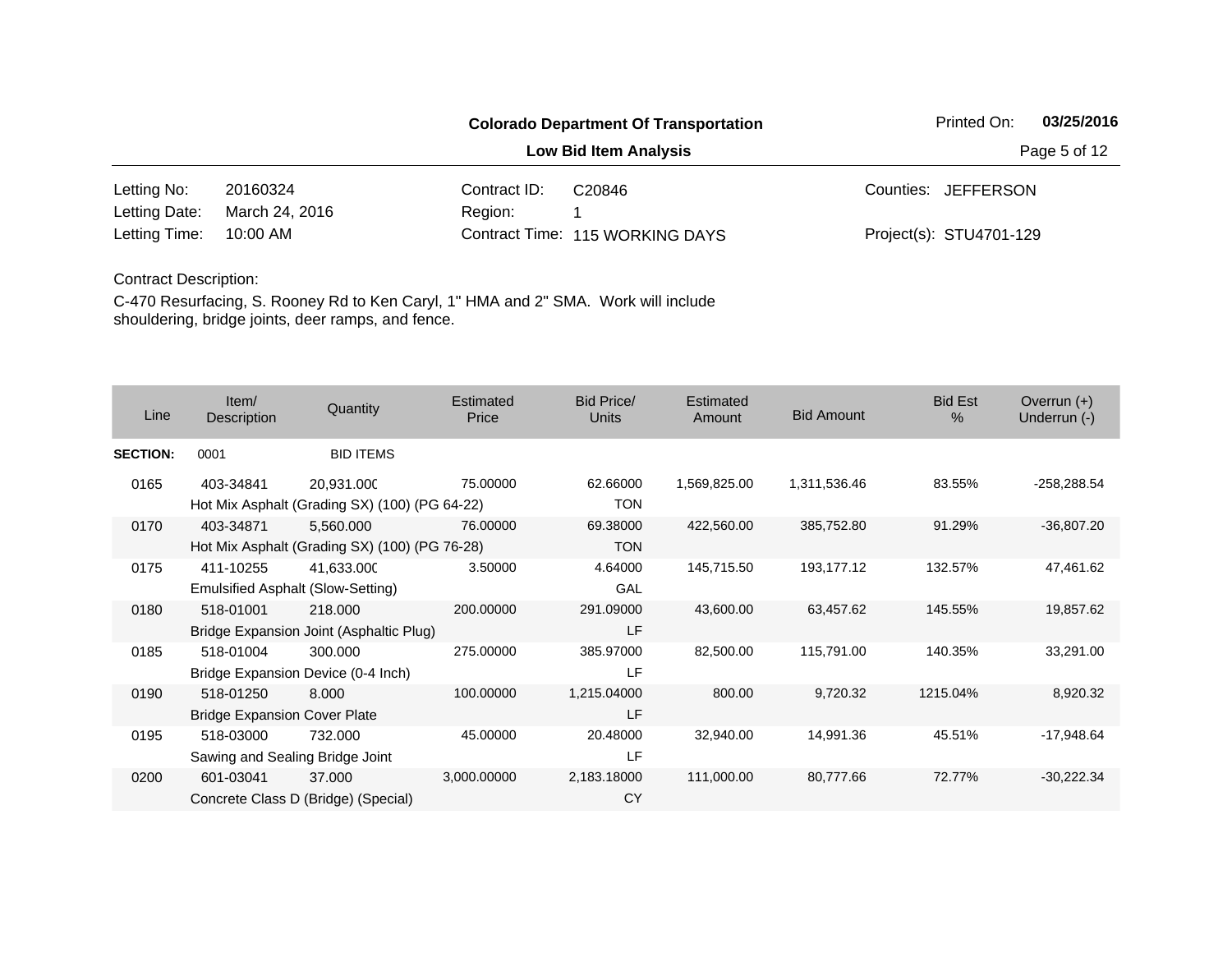**Colorado Department Of Transportation**

**Low Bid Item Analysis**

Printed On: **03/25/2016**

| | | | | | |
|---|---|---|---|---|---|
| Letting No: | 20160324 | Contract ID: | C20846 | Counties: | JEFFERSON |
| Letting Date: | March 24, 2016 | Region: | 1 | | |
| Letting Time: | 10:00 AM | Contract Time: | 115 WORKING DAYS | Project(s): | STU4701-129 |

Contract Description:

C-470 Resurfacing, S. Rooney Rd to Ken Caryl, 1" HMA and 2" SMA. Work will include shouldering, bridge joints, deer ramps, and fence.

| Line | Item/ Description | Quantity | Estimated Price | Bid Price/ Units | Estimated Amount | Bid Amount | Bid Est % | Overrun (+) Underrun (-) |
|---|---|---|---|---|---|---|---|---|
| **SECTION:** | 0001 | BID ITEMS | | | | | | |
| 0165 | 403-34841 | 20,931.000 | 75.00000 | 62.66000 | 1,569,825.00 | 1,311,536.46 | 83.55% | -258,288.54 |
| | Hot Mix Asphalt (Grading SX) (100) (PG 64-22) | | | TON | | | | |
| 0170 | 403-34871 | 5,560.000 | 76.00000 | 69.38000 | 422,560.00 | 385,752.80 | 91.29% | -36,807.20 |
| | Hot Mix Asphalt (Grading SX) (100) (PG 76-28) | | | TON | | | | |
| 0175 | 411-10255 | 41,633.000 | 3.50000 | 4.64000 | 145,715.50 | 193,177.12 | 132.57% | 47,461.62 |
| | Emulsified Asphalt (Slow-Setting) | | | GAL | | | | |
| 0180 | 518-01001 | 218.000 | 200.00000 | 291.09000 | 43,600.00 | 63,457.62 | 145.55% | 19,857.62 |
| | Bridge Expansion Joint (Asphaltic Plug) | | | LF | | | | |
| 0185 | 518-01004 | 300.000 | 275.00000 | 385.97000 | 82,500.00 | 115,791.00 | 140.35% | 33,291.00 |
| | Bridge Expansion Device (0-4 Inch) | | | LF | | | | |
| 0190 | 518-01250 | 8.000 | 100.00000 | 1,215.04000 | 800.00 | 9,720.32 | 1215.04% | 8,920.32 |
| | Bridge Expansion Cover Plate | | | LF | | | | |
| 0195 | 518-03000 | 732.000 | 45.00000 | 20.48000 | 32,940.00 | 14,991.36 | 45.51% | -17,948.64 |
| | Sawing and Sealing Bridge Joint | | | LF | | | | |
| 0200 | 601-03041 | 37.000 | 3,000.00000 | 2,183.18000 | 111,000.00 | 80,777.66 | 72.77% | -30,222.34 |
| | Concrete Class D (Bridge) (Special) | | | CY | | | | |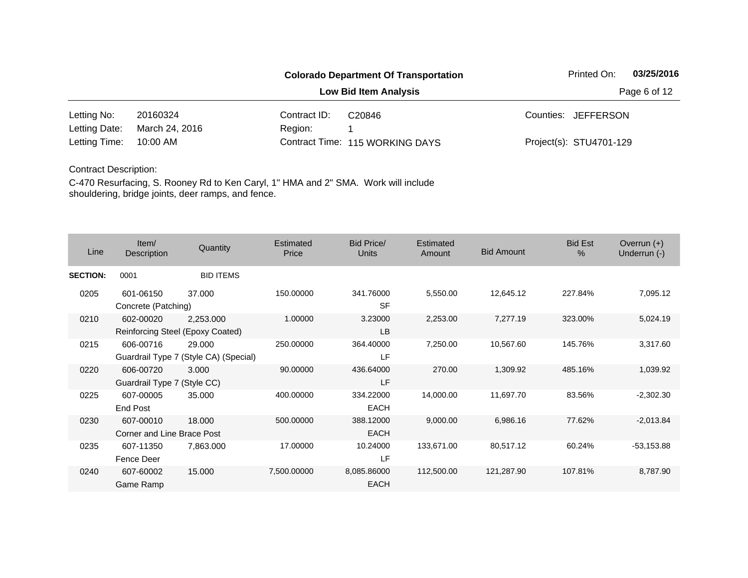**Colorado Department Of Transportation**

**Low Bid Item Analysis**

Printed On: **03/25/2016**

| | | | | | |
|---|---|---|---|---|---|
| Letting No: | 20160324 | Contract ID: | C20846 | Counties: | JEFFERSON |
| Letting Date: | March 24, 2016 | Region: | 1 | | |
| Letting Time: | 10:00 AM | Contract Time: | 115 WORKING DAYS | Project(s): | STU4701-129 |

Contract Description:

C-470 Resurfacing, S. Rooney Rd to Ken Caryl, 1" HMA and 2" SMA. Work will include shouldering, bridge joints, deer ramps, and fence.

| Line | Item/ Description | Quantity | Estimated Price | Bid Price/ Units | Estimated Amount | Bid Amount | Bid Est % | Overrun (+) Underrun (-) |
|---|---|---|---|---|---|---|---|---|
| **SECTION:** | 0001 | BID ITEMS | | | | | | |
| 0205 | 601-06150 Concrete (Patching) | 37.000 | 150.00000 | 341.76000 SF | 5,550.00 | 12,645.12 | 227.84% | 7,095.12 |
| 0210 | 602-00020 Reinforcing Steel (Epoxy Coated) | 2,253.000 | 1.00000 | 3.23000 LB | 2,253.00 | 7,277.19 | 323.00% | 5,024.19 |
| 0215 | 606-00716 Guardrail Type 7 (Style CA) (Special) | 29.000 | 250.00000 | 364.40000 LF | 7,250.00 | 10,567.60 | 145.76% | 3,317.60 |
| 0220 | 606-00720 Guardrail Type 7 (Style CC) | 3.000 | 90.00000 | 436.64000 LF | 270.00 | 1,309.92 | 485.16% | 1,039.92 |
| 0225 | 607-00005 End Post | 35.000 | 400.00000 | 334.22000 EACH | 14,000.00 | 11,697.70 | 83.56% | -2,302.30 |
| 0230 | 607-00010 Corner and Line Brace Post | 18.000 | 500.00000 | 388.12000 EACH | 9,000.00 | 6,986.16 | 77.62% | -2,013.84 |
| 0235 | 607-11350 Fence Deer | 7,863.000 | 17.00000 | 10.24000 LF | 133,671.00 | 80,517.12 | 60.24% | -53,153.88 |
| 0240 | 607-60002 Game Ramp | 15.000 | 7,500.00000 | 8,085.86000 EACH | 112,500.00 | 121,287.90 | 107.81% | 8,787.90 |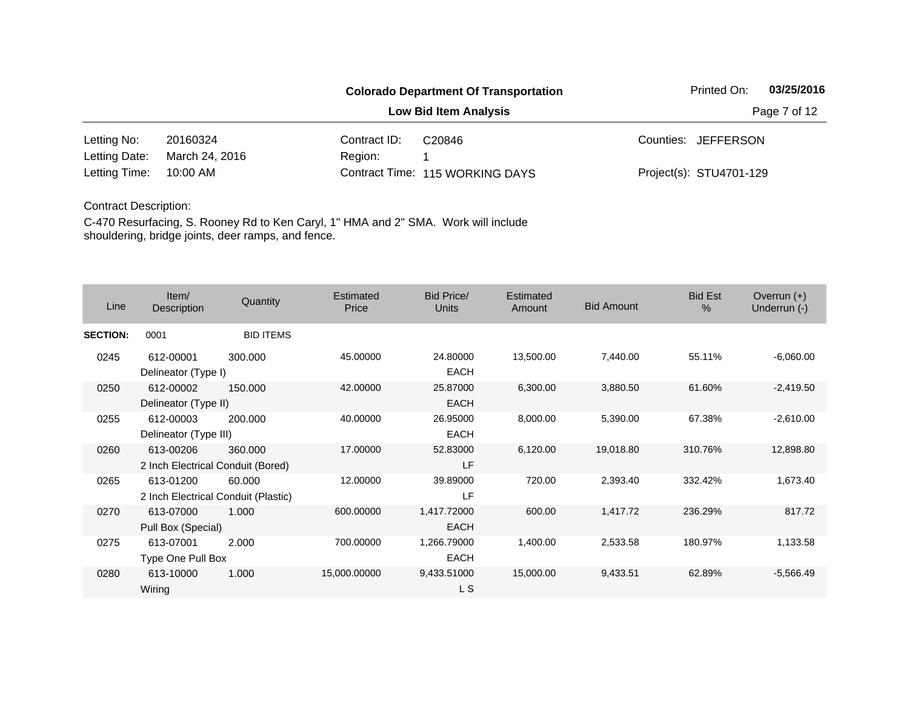**Colorado Department Of Transportation**

**Low Bid Item Analysis**

Printed On: **03/25/2016**

| | | | | | |
|---|---|---|---|---|---|
| Letting No: | 20160324 | Contract ID: | C20846 | Counties: | JEFFERSON |
| Letting Date: | March 24, 2016 | Region: | 1 | | |
| Letting Time: | 10:00 AM | Contract Time: | 115 WORKING DAYS | Project(s): | STU4701-129 |

Contract Description:

C-470 Resurfacing, S. Rooney Rd to Ken Caryl, 1" HMA and 2" SMA. Work will include shouldering, bridge joints, deer ramps, and fence.

| Line | Item/ Description | Quantity | Estimated Price | Bid Price/ Units | Estimated Amount | Bid Amount | Bid Est % | Overrun (+) Underrun (-) |
|---|---|---|---|---|---|---|---|---|
| **SECTION:** | 0001 | BID ITEMS | | | | | | |
| 0245 | 612-00001 Delineator (Type I) | 300.000 | 45.00000 | 24.80000 EACH | 13,500.00 | 7,440.00 | 55.11% | -6,060.00 |
| 0250 | 612-00002 Delineator (Type II) | 150.000 | 42.00000 | 25.87000 EACH | 6,300.00 | 3,880.50 | 61.60% | -2,419.50 |
| 0255 | 612-00003 Delineator (Type III) | 200.000 | 40.00000 | 26.95000 EACH | 8,000.00 | 5,390.00 | 67.38% | -2,610.00 |
| 0260 | 613-00206 2 Inch Electrical Conduit (Bored) | 360.000 | 17.00000 | 52.83000 LF | 6,120.00 | 19,018.80 | 310.76% | 12,898.80 |
| 0265 | 613-01200 2 Inch Electrical Conduit (Plastic) | 60.000 | 12.00000 | 39.89000 LF | 720.00 | 2,393.40 | 332.42% | 1,673.40 |
| 0270 | 613-07000 Pull Box (Special) | 1.000 | 600.00000 | 1,417.72000 EACH | 600.00 | 1,417.72 | 236.29% | 817.72 |
| 0275 | 613-07001 Type One Pull Box | 2.000 | 700.00000 | 1,266.79000 EACH | 1,400.00 | 2,533.58 | 180.97% | 1,133.58 |
| 0280 | 613-10000 Wiring | 1.000 | 15,000.00000 | 9,433.51000 L S | 15,000.00 | 9,433.51 | 62.89% | -5,566.49 |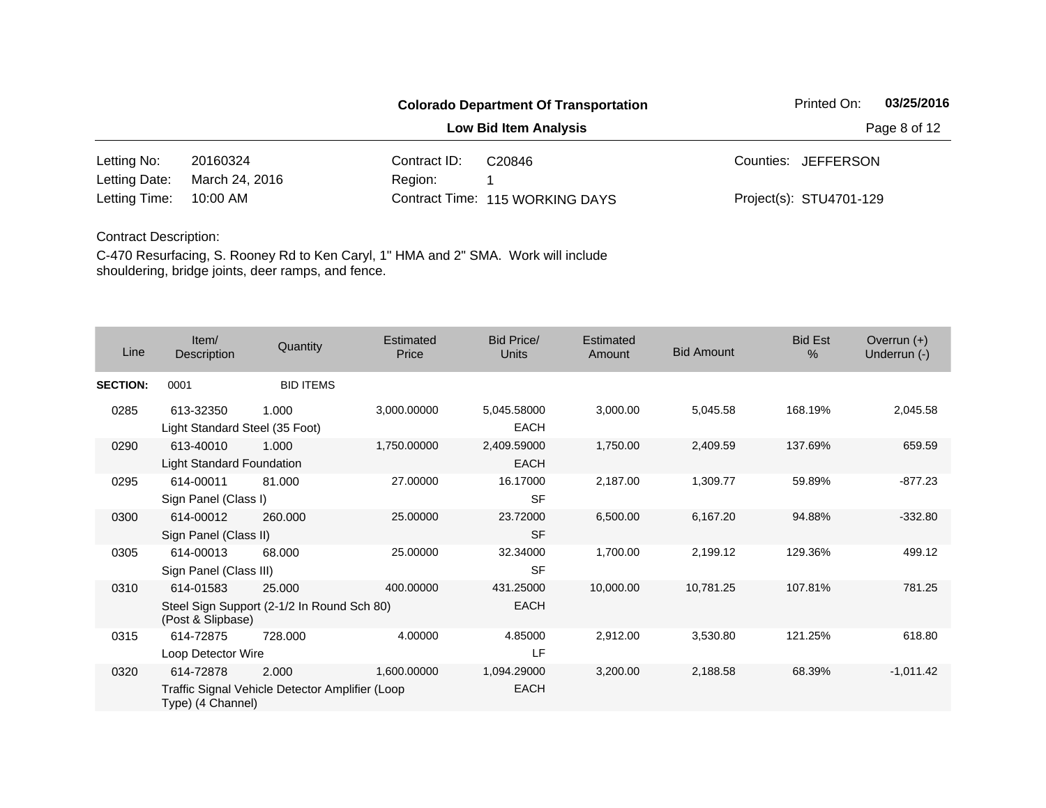**Colorado Department Of Transportation**

**Low Bid Item Analysis**

| | | | | | |
|---|---|---|---|---|---|
| Letting No: | 20160324 | Contract ID: | C20846 | Counties: | JEFFERSON |
| Letting Date: | March 24, 2016 | Region: | 1 | | |
| Letting Time: | 10:00 AM | Contract Time: | 115 WORKING DAYS | Project(s): | STU4701-129 |

Contract Description:

C-470 Resurfacing, S. Rooney Rd to Ken Caryl, 1" HMA and 2" SMA. Work will include shouldering, bridge joints, deer ramps, and fence.

| Line | Item/ Description | Quantity | Estimated Price | Bid Price/ Units | Estimated Amount | Bid Amount | Bid Est % | Overrun (+) Underrun (-) |
|---|---|---|---|---|---|---|---|---|
| **SECTION:** | 0001 | BID ITEMS | | | | | | |
| 0285 | 613-32350 Light Standard Steel (35 Foot) | 1.000 | 3,000.00000 | 5,045.58000 EACH | 3,000.00 | 5,045.58 | 168.19% | 2,045.58 |
| 0290 | 613-40010 Light Standard Foundation | 1.000 | 1,750.00000 | 2,409.59000 EACH | 1,750.00 | 2,409.59 | 137.69% | 659.59 |
| 0295 | 614-00011 Sign Panel (Class I) | 81.000 | 27.00000 | 16.17000 SF | 2,187.00 | 1,309.77 | 59.89% | -877.23 |
| 0300 | 614-00012 Sign Panel (Class II) | 260.000 | 25.00000 | 23.72000 SF | 6,500.00 | 6,167.20 | 94.88% | -332.80 |
| 0305 | 614-00013 Sign Panel (Class III) | 68.000 | 25.00000 | 32.34000 SF | 1,700.00 | 2,199.12 | 129.36% | 499.12 |
| 0310 | 614-01583 Steel Sign Support (2-1/2 In Round Sch 80) (Post & Slipbase) | 25.000 | 400.00000 | 431.25000 EACH | 10,000.00 | 10,781.25 | 107.81% | 781.25 |
| 0315 | 614-72875 Loop Detector Wire | 728.000 | 4.00000 | 4.85000 LF | 2,912.00 | 3,530.80 | 121.25% | 618.80 |
| 0320 | 614-72878 Traffic Signal Vehicle Detector Amplifier (Loop Type) (4 Channel) | 2.000 | 1,600.00000 | 1,094.29000 EACH | 3,200.00 | 2,188.58 | 68.39% | -1,011.42 |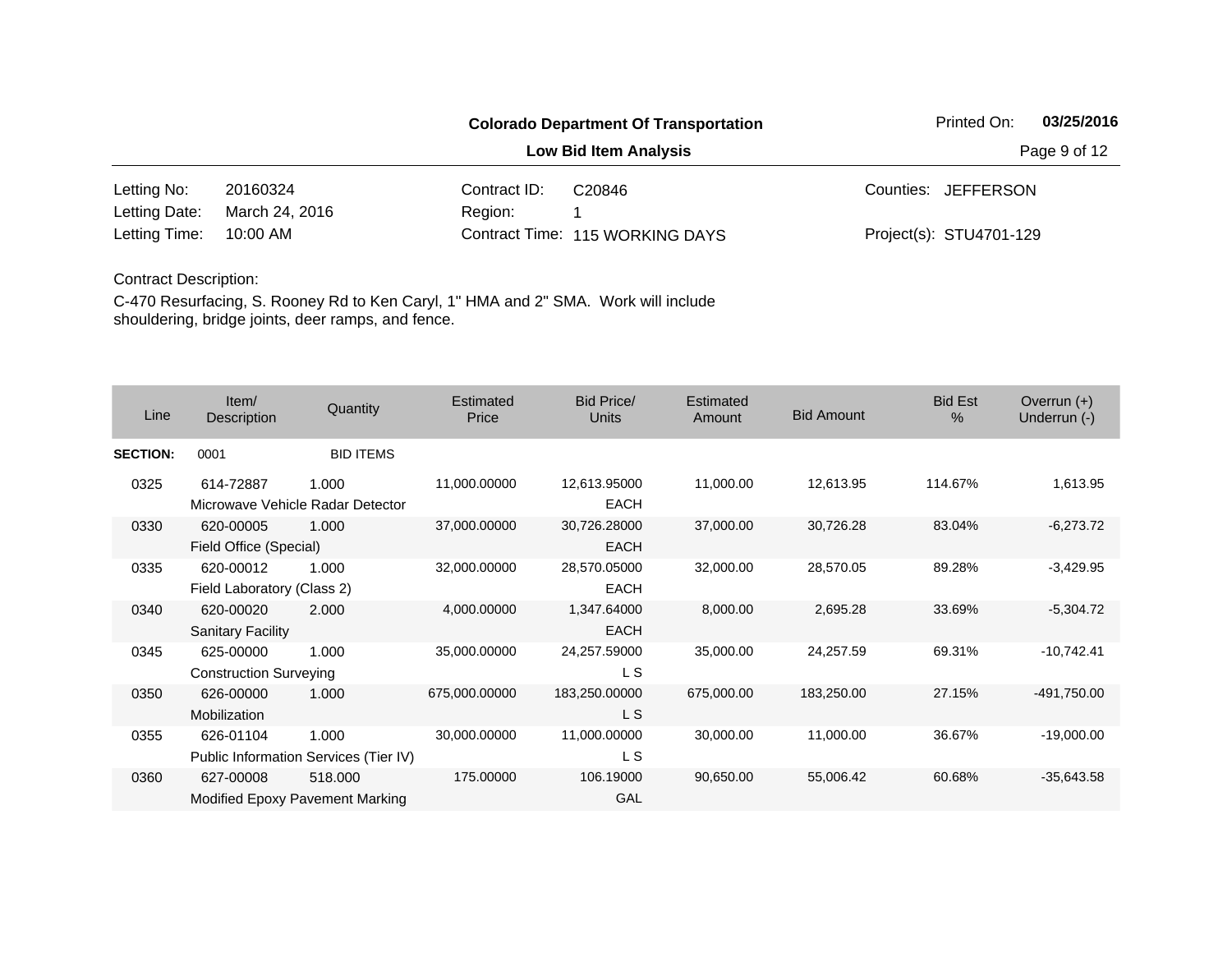**Colorado Department Of Transportation**

**Low Bid Item Analysis**

Printed On: **03/25/2016**

| | | | | | |
|---|---|---|---|---|---|
| Letting No: | 20160324 | Contract ID: | C20846 | Counties: | JEFFERSON |
| Letting Date: | March 24, 2016 | Region: | 1 | | |
| Letting Time: | 10:00 AM | Contract Time: | 115 WORKING DAYS | Project(s): | STU4701-129 |

Contract Description:

C-470 Resurfacing, S. Rooney Rd to Ken Caryl, 1" HMA and 2" SMA. Work will include shouldering, bridge joints, deer ramps, and fence.

| Line | Item/ Description | Quantity | Estimated Price | Bid Price/ Units | Estimated Amount | Bid Amount | Bid Est % | Overrun (+) Underrun (-) |
|---|---|---|---|---|---|---|---|---|
| **SECTION:** | 0001 | BID ITEMS | | | | | | |
| 0325 | 614-72887 Microwave Vehicle Radar Detector | 1.000 | 11,000.00000 | 12,613.95000 EACH | 11,000.00 | 12,613.95 | 114.67% | 1,613.95 |
| 0330 | 620-00005 Field Office (Special) | 1.000 | 37,000.00000 | 30,726.28000 EACH | 37,000.00 | 30,726.28 | 83.04% | -6,273.72 |
| 0335 | 620-00012 Field Laboratory (Class 2) | 1.000 | 32,000.00000 | 28,570.05000 EACH | 32,000.00 | 28,570.05 | 89.28% | -3,429.95 |
| 0340 | 620-00020 Sanitary Facility | 2.000 | 4,000.00000 | 1,347.64000 EACH | 8,000.00 | 2,695.28 | 33.69% | -5,304.72 |
| 0345 | 625-00000 Construction Surveying | 1.000 | 35,000.00000 | 24,257.59000 L S | 35,000.00 | 24,257.59 | 69.31% | -10,742.41 |
| 0350 | 626-00000 Mobilization | 1.000 | 675,000.00000 | 183,250.00000 L S | 675,000.00 | 183,250.00 | 27.15% | -491,750.00 |
| 0355 | 626-01104 Public Information Services (Tier IV) | 1.000 | 30,000.00000 | 11,000.00000 L S | 30,000.00 | 11,000.00 | 36.67% | -19,000.00 |
| 0360 | 627-00008 Modified Epoxy Pavement Marking | 518.000 | 175.00000 | 106.19000 GAL | 90,650.00 | 55,006.42 | 60.68% | -35,643.58 |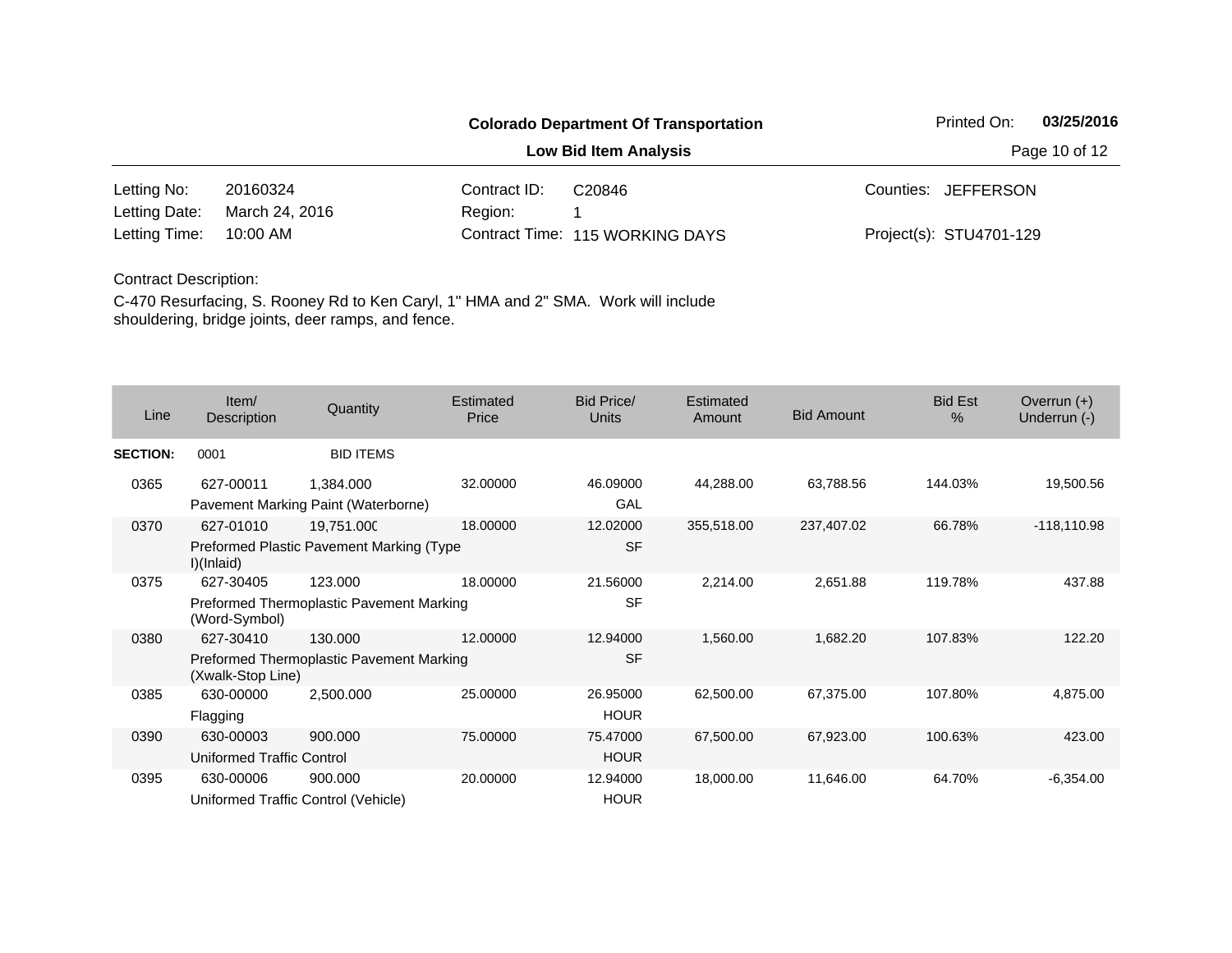**Colorado Department Of Transportation**

**Low Bid Item Analysis**

Printed On: **03/25/2016**

| | | | | | |
|---|---|---|---|---|---|
| Letting No: | 20160324 | Contract ID: | C20846 | Counties: | JEFFERSON |
| Letting Date: | March 24, 2016 | Region: | 1 | | |
| Letting Time: | 10:00 AM | Contract Time: | 115 WORKING DAYS | Project(s): | STU4701-129 |

Contract Description:

C-470 Resurfacing, S. Rooney Rd to Ken Caryl, 1" HMA and 2" SMA. Work will include shouldering, bridge joints, deer ramps, and fence.

| Line | Item/ Description | Quantity | Estimated Price | Bid Price/ Units | Estimated Amount | Bid Amount | Bid Est % | Overrun (+) Underrun (-) |
|---|---|---|---|---|---|---|---|---|
| **SECTION:** | 0001 | BID ITEMS | | | | | | |
| 0365 | 627-00011 Pavement Marking Paint (Waterborne) | 1,384.000 | 32.00000 | 46.09000 GAL | 44,288.00 | 63,788.56 | 144.03% | 19,500.56 |
| 0370 | 627-01010 Preformed Plastic Pavement Marking (Type I)(Inlaid) | 19,751.000 | 18.00000 | 12.02000 SF | 355,518.00 | 237,407.02 | 66.78% | -118,110.98 |
| 0375 | 627-30405 Preformed Thermoplastic Pavement Marking (Word-Symbol) | 123.000 | 18.00000 | 21.56000 SF | 2,214.00 | 2,651.88 | 119.78% | 437.88 |
| 0380 | 627-30410 Preformed Thermoplastic Pavement Marking (Xwalk-Stop Line) | 130.000 | 12.00000 | 12.94000 SF | 1,560.00 | 1,682.20 | 107.83% | 122.20 |
| 0385 | 630-00000 Flagging | 2,500.000 | 25.00000 | 26.95000 HOUR | 62,500.00 | 67,375.00 | 107.80% | 4,875.00 |
| 0390 | 630-00003 Uniformed Traffic Control | 900.000 | 75.00000 | 75.47000 HOUR | 67,500.00 | 67,923.00 | 100.63% | 423.00 |
| 0395 | 630-00006 Uniformed Traffic Control (Vehicle) | 900.000 | 20.00000 | 12.94000 HOUR | 18,000.00 | 11,646.00 | 64.70% | -6,354.00 |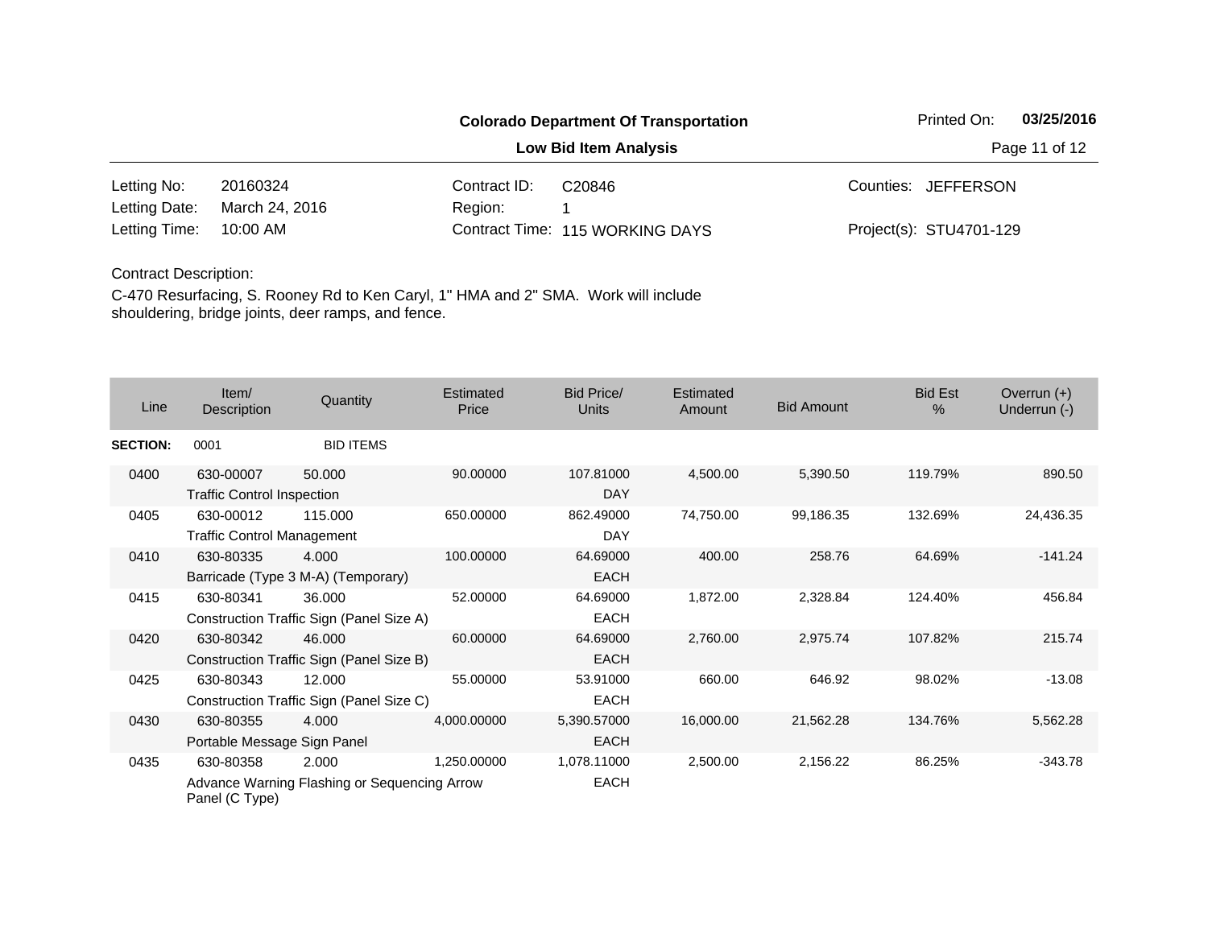**Colorado Department Of Transportation**

**Low Bid Item Analysis**

Printed On: **03/25/2016**

| | | | | | |
|---|---|---|---|---|---|
| Letting No: | 20160324 | Contract ID: | C20846 | Counties: | JEFFERSON |
| Letting Date: | March 24, 2016 | Region: | 1 | | |
| Letting Time: | 10:00 AM | Contract Time: | 115 WORKING DAYS | Project(s): | STU4701-129 |

Contract Description:

C-470 Resurfacing, S. Rooney Rd to Ken Caryl, 1" HMA and 2" SMA. Work will include shouldering, bridge joints, deer ramps, and fence.

| Line | Item/ Description | Quantity | Estimated Price | Bid Price/ Units | Estimated Amount | Bid Amount | Bid Est % | Overrun (+) Underrun (-) |
|---|---|---|---|---|---|---|---|---|
| **SECTION:** | 0001 | BID ITEMS | | | | | | |
| 0400 | 630-00007 Traffic Control Inspection | 50.000 | 90.00000 | 107.81000 DAY | 4,500.00 | 5,390.50 | 119.79% | 890.50 |
| 0405 | 630-00012 Traffic Control Management | 115.000 | 650.00000 | 862.49000 DAY | 74,750.00 | 99,186.35 | 132.69% | 24,436.35 |
| 0410 | 630-80335 Barricade (Type 3 M-A) (Temporary) | 4.000 | 100.00000 | 64.69000 EACH | 400.00 | 258.76 | 64.69% | -141.24 |
| 0415 | 630-80341 Construction Traffic Sign (Panel Size A) | 36.000 | 52.00000 | 64.69000 EACH | 1,872.00 | 2,328.84 | 124.40% | 456.84 |
| 0420 | 630-80342 Construction Traffic Sign (Panel Size B) | 46.000 | 60.00000 | 64.69000 EACH | 2,760.00 | 2,975.74 | 107.82% | 215.74 |
| 0425 | 630-80343 Construction Traffic Sign (Panel Size C) | 12.000 | 55.00000 | 53.91000 EACH | 660.00 | 646.92 | 98.02% | -13.08 |
| 0430 | 630-80355 Portable Message Sign Panel | 4.000 | 4,000.00000 | 5,390.57000 EACH | 16,000.00 | 21,562.28 | 134.76% | 5,562.28 |
| 0435 | 630-80358 Advance Warning Flashing or Sequencing Arrow Panel (C Type) | 2.000 | 1,250.00000 | 1,078.11000 EACH | 2,500.00 | 2,156.22 | 86.25% | -343.78 |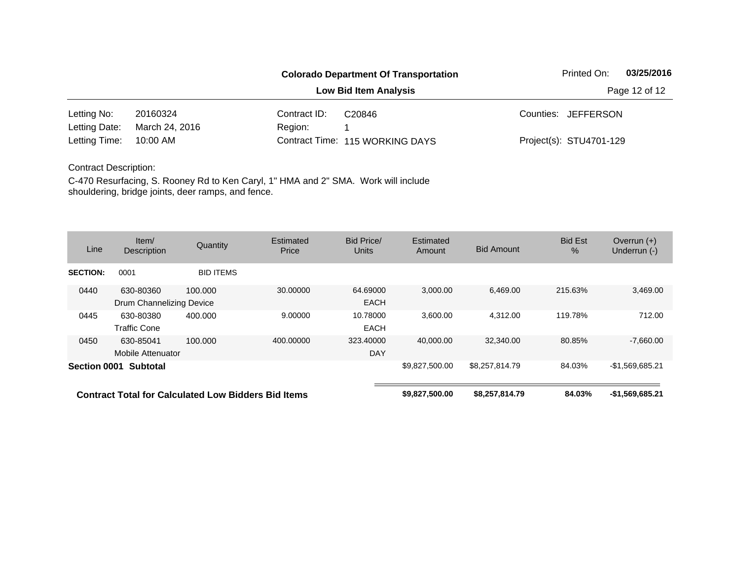**Colorado Department Of Transportation**

**Low Bid Item Analysis**

Printed On: **03/25/2016**

| | | | | | |
|---|---|---|---|---|---|
| Letting No: | 20160324 | Contract ID: | C20846 | Counties: | JEFFERSON |
| Letting Date: | March 24, 2016 | Region: | 1 | | |
| Letting Time: | 10:00 AM | Contract Time: | 115 WORKING DAYS | Project(s): | STU4701-129 |

Contract Description:

C-470 Resurfacing, S. Rooney Rd to Ken Caryl, 1" HMA and 2" SMA. Work will include shouldering, bridge joints, deer ramps, and fence.

| Line | Item/ Description | Quantity | Estimated Price | Bid Price/ Units | Estimated Amount | Bid Amount | Bid Est % | Overrun (+) Underrun (-) |
|---|---|---|---|---|---|---|---|---|
| **SECTION:** | 0001 | BID ITEMS | | | | | | |
| 0440 | 630-80360 Drum Channelizing Device | 100.000 | 30.00000 | 64.69000 EACH | 3,000.00 | 6,469.00 | 215.63% | 3,469.00 |
| 0445 | 630-80380 Traffic Cone | 400.000 | 9.00000 | 10.78000 EACH | 3,600.00 | 4,312.00 | 119.78% | 712.00 |
| 0450 | 630-85041 Mobile Attenuator | 100.000 | 400.00000 | 323.40000 DAY | 40,000.00 | 32,340.00 | 80.85% | -7,660.00 |
| **Section 0001 Subtotal** | | | | | $9,827,500.00 | $8,257,814.79 | 84.03% | -$1,569,685.21 |
| **Contract Total for Calculated Low Bidders Bid Items** | | | | | **$9,827,500.00** | **$8,257,814.79** | **84.03%** | **-$1,569,685.21** |